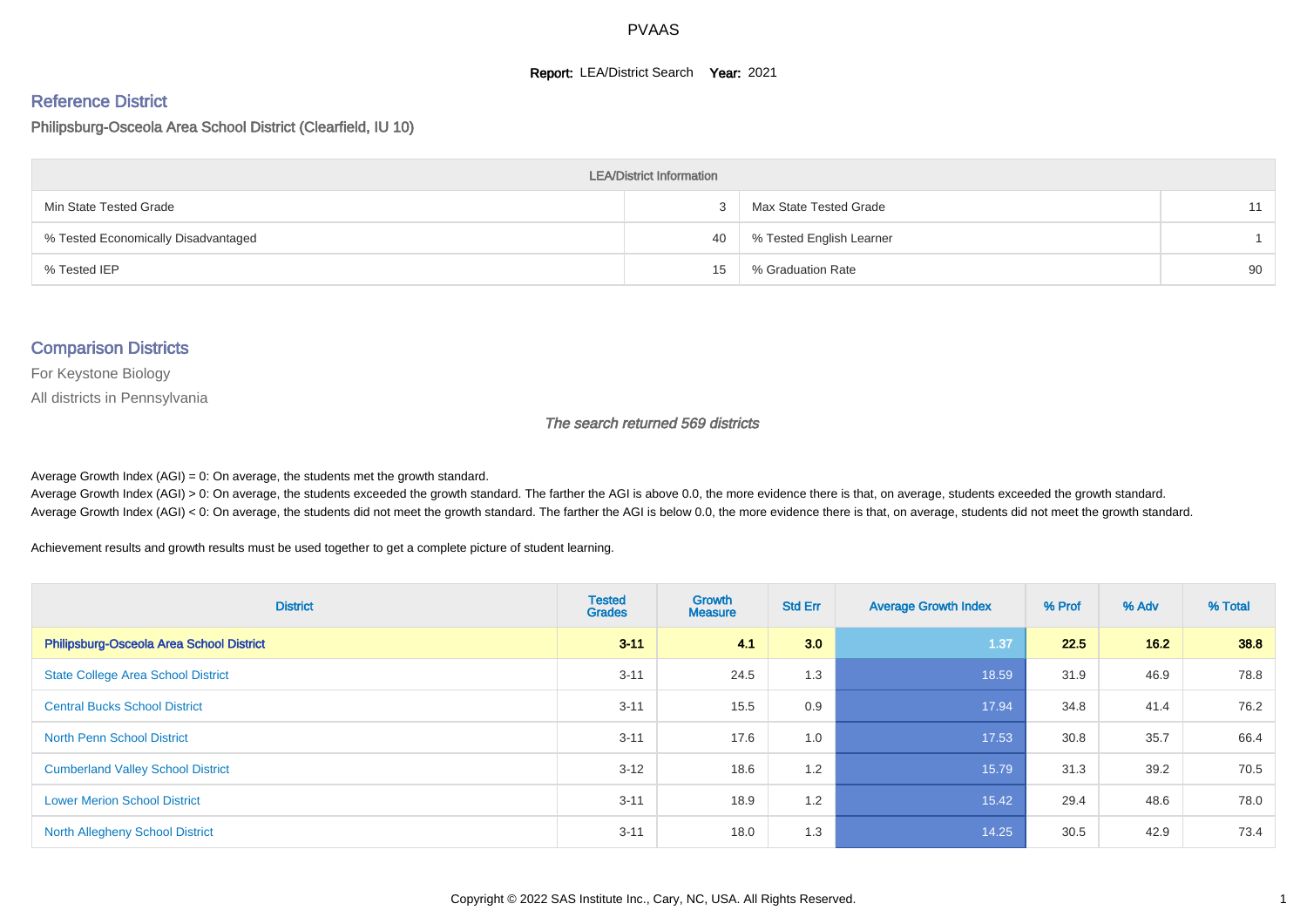PVAAS

**Report:** LEA/District Search **Year:** 2021

## Reference District

### Philipsburg-Osceola Area School District (Clearfield, IU 10)

| LEA/District Information | | | |
|---|---|---|---|
| Min State Tested Grade | 3 | Max State Tested Grade | 11 |
| % Tested Economically Disadvantaged | 40 | % Tested English Learner | 1 |
| % Tested IEP | 15 | % Graduation Rate | 90 |

## Comparison Districts

For Keystone Biology

All districts in Pennsylvania

*The search returned 569 districts*

Average Growth Index (AGI) = 0: On average, the students met the growth standard.

Average Growth Index (AGI) > 0: On average, the students exceeded the growth standard. The farther the AGI is above 0.0, the more evidence there is that, on average, students exceeded the growth standard.

Average Growth Index (AGI) < 0: On average, the students did not meet the growth standard. The farther the AGI is below 0.0, the more evidence there is that, on average, students did not meet the growth standard.

Achievement results and growth results must be used together to get a complete picture of student learning.

| District | Tested Grades | Growth Measure | Std Err | Average Growth Index | % Prof | % Adv | % Total |
|---|---|---|---|---|---|---|---|
| **Philipsburg-Osceola Area School District** | **3-11** | **4.1** | **3.0** | **1.37** | **22.5** | **16.2** | **38.8** |
| State College Area School District | 3-11 | 24.5 | 1.3 | 18.59 | 31.9 | 46.9 | 78.8 |
| Central Bucks School District | 3-11 | 15.5 | 0.9 | 17.94 | 34.8 | 41.4 | 76.2 |
| North Penn School District | 3-11 | 17.6 | 1.0 | 17.53 | 30.8 | 35.7 | 66.4 |
| Cumberland Valley School District | 3-12 | 18.6 | 1.2 | 15.79 | 31.3 | 39.2 | 70.5 |
| Lower Merion School District | 3-11 | 18.9 | 1.2 | 15.42 | 29.4 | 48.6 | 78.0 |
| North Allegheny School District | 3-11 | 18.0 | 1.3 | 14.25 | 30.5 | 42.9 | 73.4 |

Copyright © 2022 SAS Institute Inc., Cary, NC, USA. All Rights Reserved.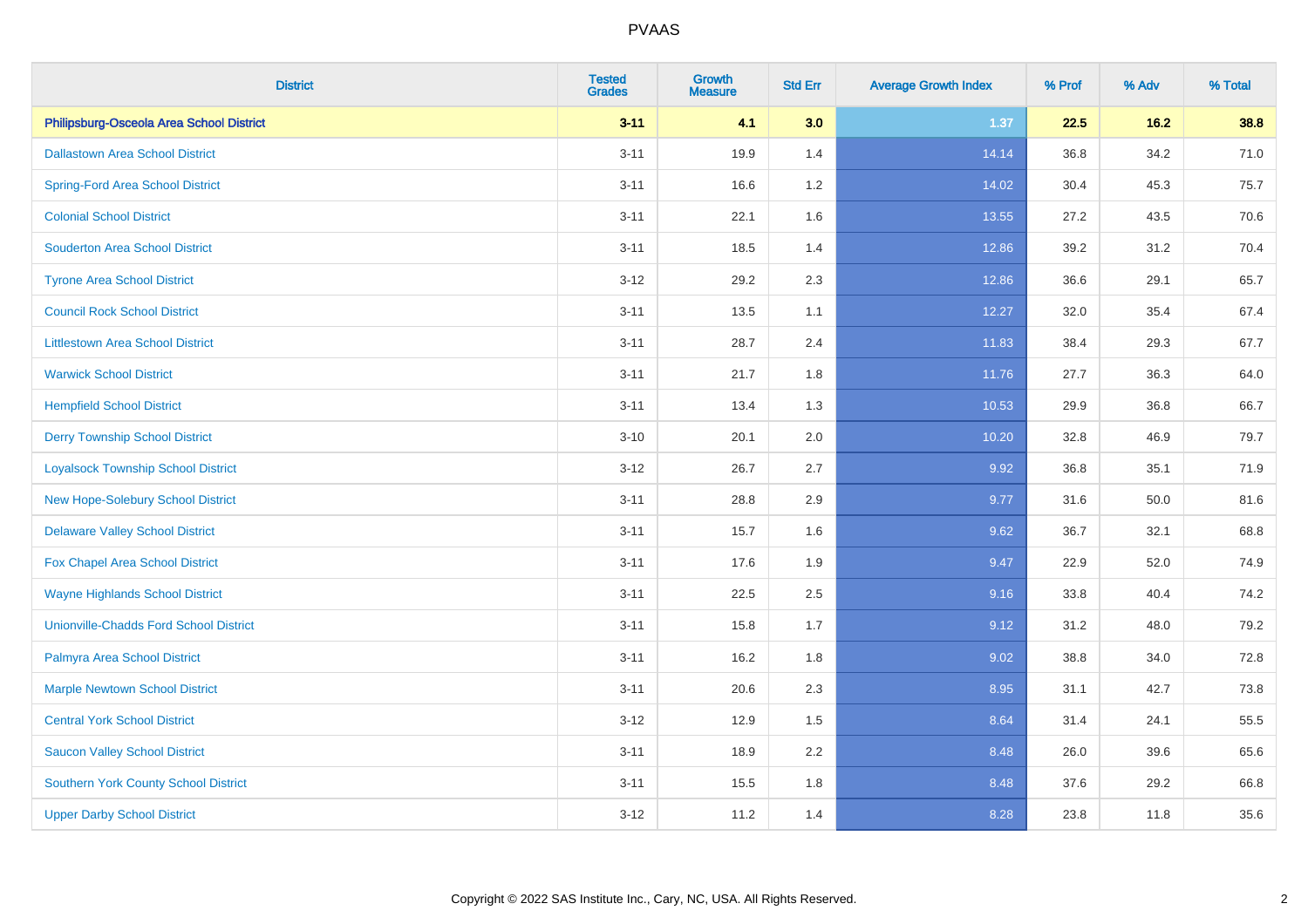# PVAAS

| District | Tested Grades | Growth Measure | Std Err | Average Growth Index | % Prof | % Adv | % Total |
|---|---|---|---|---|---|---|---|
| **Philipsburg-Osceola Area School District** | **3-11** | **4.1** | **3.0** | **1.37** | **22.5** | **16.2** | **38.8** |
| Dallastown Area School District | 3-11 | 19.9 | 1.4 | 14.14 | 36.8 | 34.2 | 71.0 |
| Spring-Ford Area School District | 3-11 | 16.6 | 1.2 | 14.02 | 30.4 | 45.3 | 75.7 |
| Colonial School District | 3-11 | 22.1 | 1.6 | 13.55 | 27.2 | 43.5 | 70.6 |
| Souderton Area School District | 3-11 | 18.5 | 1.4 | 12.86 | 39.2 | 31.2 | 70.4 |
| Tyrone Area School District | 3-12 | 29.2 | 2.3 | 12.86 | 36.6 | 29.1 | 65.7 |
| Council Rock School District | 3-11 | 13.5 | 1.1 | 12.27 | 32.0 | 35.4 | 67.4 |
| Littlestown Area School District | 3-11 | 28.7 | 2.4 | 11.83 | 38.4 | 29.3 | 67.7 |
| Warwick School District | 3-11 | 21.7 | 1.8 | 11.76 | 27.7 | 36.3 | 64.0 |
| Hempfield School District | 3-11 | 13.4 | 1.3 | 10.53 | 29.9 | 36.8 | 66.7 |
| Derry Township School District | 3-10 | 20.1 | 2.0 | 10.20 | 32.8 | 46.9 | 79.7 |
| Loyalsock Township School District | 3-12 | 26.7 | 2.7 | 9.92 | 36.8 | 35.1 | 71.9 |
| New Hope-Solebury School District | 3-11 | 28.8 | 2.9 | 9.77 | 31.6 | 50.0 | 81.6 |
| Delaware Valley School District | 3-11 | 15.7 | 1.6 | 9.62 | 36.7 | 32.1 | 68.8 |
| Fox Chapel Area School District | 3-11 | 17.6 | 1.9 | 9.47 | 22.9 | 52.0 | 74.9 |
| Wayne Highlands School District | 3-11 | 22.5 | 2.5 | 9.16 | 33.8 | 40.4 | 74.2 |
| Unionville-Chadds Ford School District | 3-11 | 15.8 | 1.7 | 9.12 | 31.2 | 48.0 | 79.2 |
| Palmyra Area School District | 3-11 | 16.2 | 1.8 | 9.02 | 38.8 | 34.0 | 72.8 |
| Marple Newtown School District | 3-11 | 20.6 | 2.3 | 8.95 | 31.1 | 42.7 | 73.8 |
| Central York School District | 3-12 | 12.9 | 1.5 | 8.64 | 31.4 | 24.1 | 55.5 |
| Saucon Valley School District | 3-11 | 18.9 | 2.2 | 8.48 | 26.0 | 39.6 | 65.6 |
| Southern York County School District | 3-11 | 15.5 | 1.8 | 8.48 | 37.6 | 29.2 | 66.8 |
| Upper Darby School District | 3-12 | 11.2 | 1.4 | 8.28 | 23.8 | 11.8 | 35.6 |

Copyright © 2022 SAS Institute Inc., Cary, NC, USA. All Rights Reserved.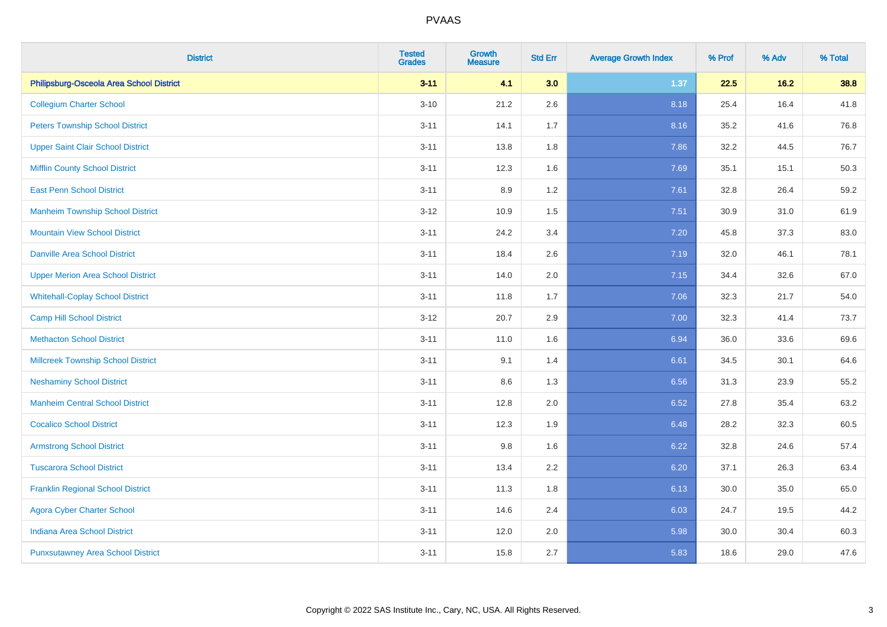# PVAAS

| District | Tested Grades | Growth Measure | Std Err | Average Growth Index | % Prof | % Adv | % Total |
|---|---|---|---|---|---|---|---|
| **Philipsburg-Osceola Area School District** | **3-11** | **4.1** | **3.0** | **1.37** | **22.5** | **16.2** | **38.8** |
| Collegium Charter School | 3-10 | 21.2 | 2.6 | 8.18 | 25.4 | 16.4 | 41.8 |
| Peters Township School District | 3-11 | 14.1 | 1.7 | 8.16 | 35.2 | 41.6 | 76.8 |
| Upper Saint Clair School District | 3-11 | 13.8 | 1.8 | 7.86 | 32.2 | 44.5 | 76.7 |
| Mifflin County School District | 3-11 | 12.3 | 1.6 | 7.69 | 35.1 | 15.1 | 50.3 |
| East Penn School District | 3-11 | 8.9 | 1.2 | 7.61 | 32.8 | 26.4 | 59.2 |
| Manheim Township School District | 3-12 | 10.9 | 1.5 | 7.51 | 30.9 | 31.0 | 61.9 |
| Mountain View School District | 3-11 | 24.2 | 3.4 | 7.20 | 45.8 | 37.3 | 83.0 |
| Danville Area School District | 3-11 | 18.4 | 2.6 | 7.19 | 32.0 | 46.1 | 78.1 |
| Upper Merion Area School District | 3-11 | 14.0 | 2.0 | 7.15 | 34.4 | 32.6 | 67.0 |
| Whitehall-Coplay School District | 3-11 | 11.8 | 1.7 | 7.06 | 32.3 | 21.7 | 54.0 |
| Camp Hill School District | 3-12 | 20.7 | 2.9 | 7.00 | 32.3 | 41.4 | 73.7 |
| Methacton School District | 3-11 | 11.0 | 1.6 | 6.94 | 36.0 | 33.6 | 69.6 |
| Millcreek Township School District | 3-11 | 9.1 | 1.4 | 6.61 | 34.5 | 30.1 | 64.6 |
| Neshaminy School District | 3-11 | 8.6 | 1.3 | 6.56 | 31.3 | 23.9 | 55.2 |
| Manheim Central School District | 3-11 | 12.8 | 2.0 | 6.52 | 27.8 | 35.4 | 63.2 |
| Cocalico School District | 3-11 | 12.3 | 1.9 | 6.48 | 28.2 | 32.3 | 60.5 |
| Armstrong School District | 3-11 | 9.8 | 1.6 | 6.22 | 32.8 | 24.6 | 57.4 |
| Tuscarora School District | 3-11 | 13.4 | 2.2 | 6.20 | 37.1 | 26.3 | 63.4 |
| Franklin Regional School District | 3-11 | 11.3 | 1.8 | 6.13 | 30.0 | 35.0 | 65.0 |
| Agora Cyber Charter School | 3-11 | 14.6 | 2.4 | 6.03 | 24.7 | 19.5 | 44.2 |
| Indiana Area School District | 3-11 | 12.0 | 2.0 | 5.98 | 30.0 | 30.4 | 60.3 |
| Punxsutawney Area School District | 3-11 | 15.8 | 2.7 | 5.83 | 18.6 | 29.0 | 47.6 |

Copyright © 2022 SAS Institute Inc., Cary, NC, USA. All Rights Reserved.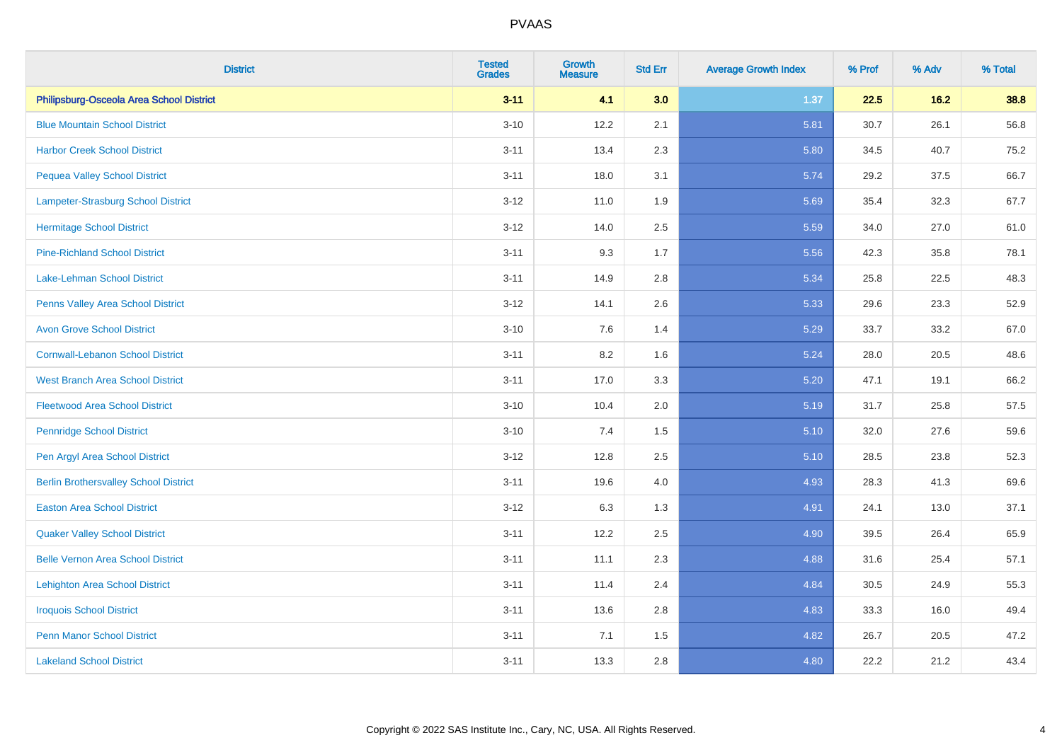| District | Tested Grades | Growth Measure | Std Err | Average Growth Index | % Prof | % Adv | % Total |
|---|---|---|---|---|---|---|---|
| **Philipsburg-Osceola Area School District** | **3-11** | **4.1** | **3.0** | **1.37** | **22.5** | **16.2** | **38.8** |
| Blue Mountain School District | 3-10 | 12.2 | 2.1 | 5.81 | 30.7 | 26.1 | 56.8 |
| Harbor Creek School District | 3-11 | 13.4 | 2.3 | 5.80 | 34.5 | 40.7 | 75.2 |
| Pequea Valley School District | 3-11 | 18.0 | 3.1 | 5.74 | 29.2 | 37.5 | 66.7 |
| Lampeter-Strasburg School District | 3-12 | 11.0 | 1.9 | 5.69 | 35.4 | 32.3 | 67.7 |
| Hermitage School District | 3-12 | 14.0 | 2.5 | 5.59 | 34.0 | 27.0 | 61.0 |
| Pine-Richland School District | 3-11 | 9.3 | 1.7 | 5.56 | 42.3 | 35.8 | 78.1 |
| Lake-Lehman School District | 3-11 | 14.9 | 2.8 | 5.34 | 25.8 | 22.5 | 48.3 |
| Penns Valley Area School District | 3-12 | 14.1 | 2.6 | 5.33 | 29.6 | 23.3 | 52.9 |
| Avon Grove School District | 3-10 | 7.6 | 1.4 | 5.29 | 33.7 | 33.2 | 67.0 |
| Cornwall-Lebanon School District | 3-11 | 8.2 | 1.6 | 5.24 | 28.0 | 20.5 | 48.6 |
| West Branch Area School District | 3-11 | 17.0 | 3.3 | 5.20 | 47.1 | 19.1 | 66.2 |
| Fleetwood Area School District | 3-10 | 10.4 | 2.0 | 5.19 | 31.7 | 25.8 | 57.5 |
| Pennridge School District | 3-10 | 7.4 | 1.5 | 5.10 | 32.0 | 27.6 | 59.6 |
| Pen Argyl Area School District | 3-12 | 12.8 | 2.5 | 5.10 | 28.5 | 23.8 | 52.3 |
| Berlin Brothersvalley School District | 3-11 | 19.6 | 4.0 | 4.93 | 28.3 | 41.3 | 69.6 |
| Easton Area School District | 3-12 | 6.3 | 1.3 | 4.91 | 24.1 | 13.0 | 37.1 |
| Quaker Valley School District | 3-11 | 12.2 | 2.5 | 4.90 | 39.5 | 26.4 | 65.9 |
| Belle Vernon Area School District | 3-11 | 11.1 | 2.3 | 4.88 | 31.6 | 25.4 | 57.1 |
| Lehighton Area School District | 3-11 | 11.4 | 2.4 | 4.84 | 30.5 | 24.9 | 55.3 |
| Iroquois School District | 3-11 | 13.6 | 2.8 | 4.83 | 33.3 | 16.0 | 49.4 |
| Penn Manor School District | 3-11 | 7.1 | 1.5 | 4.82 | 26.7 | 20.5 | 47.2 |
| Lakeland School District | 3-11 | 13.3 | 2.8 | 4.80 | 22.2 | 21.2 | 43.4 |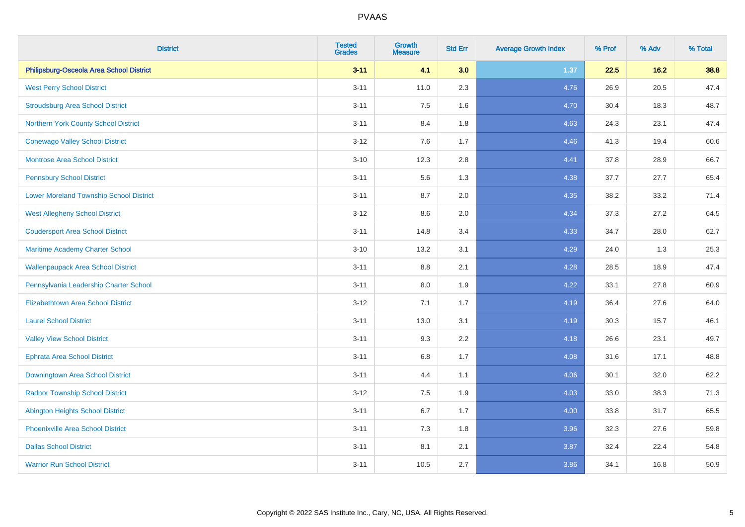# PVAAS

| District | Tested Grades | Growth Measure | Std Err | Average Growth Index | % Prof | % Adv | % Total |
|---|---|---|---|---|---|---|---|
| **Philipsburg-Osceola Area School District** | **3-11** | **4.1** | **3.0** | **1.37** | **22.5** | **16.2** | **38.8** |
| West Perry School District | 3-11 | 11.0 | 2.3 | 4.76 | 26.9 | 20.5 | 47.4 |
| Stroudsburg Area School District | 3-11 | 7.5 | 1.6 | 4.70 | 30.4 | 18.3 | 48.7 |
| Northern York County School District | 3-11 | 8.4 | 1.8 | 4.63 | 24.3 | 23.1 | 47.4 |
| Conewago Valley School District | 3-12 | 7.6 | 1.7 | 4.46 | 41.3 | 19.4 | 60.6 |
| Montrose Area School District | 3-10 | 12.3 | 2.8 | 4.41 | 37.8 | 28.9 | 66.7 |
| Pennsbury School District | 3-11 | 5.6 | 1.3 | 4.38 | 37.7 | 27.7 | 65.4 |
| Lower Moreland Township School District | 3-11 | 8.7 | 2.0 | 4.35 | 38.2 | 33.2 | 71.4 |
| West Allegheny School District | 3-12 | 8.6 | 2.0 | 4.34 | 37.3 | 27.2 | 64.5 |
| Coudersport Area School District | 3-11 | 14.8 | 3.4 | 4.33 | 34.7 | 28.0 | 62.7 |
| Maritime Academy Charter School | 3-10 | 13.2 | 3.1 | 4.29 | 24.0 | 1.3 | 25.3 |
| Wallenpaupack Area School District | 3-11 | 8.8 | 2.1 | 4.28 | 28.5 | 18.9 | 47.4 |
| Pennsylvania Leadership Charter School | 3-11 | 8.0 | 1.9 | 4.22 | 33.1 | 27.8 | 60.9 |
| Elizabethtown Area School District | 3-12 | 7.1 | 1.7 | 4.19 | 36.4 | 27.6 | 64.0 |
| Laurel School District | 3-11 | 13.0 | 3.1 | 4.19 | 30.3 | 15.7 | 46.1 |
| Valley View School District | 3-11 | 9.3 | 2.2 | 4.18 | 26.6 | 23.1 | 49.7 |
| Ephrata Area School District | 3-11 | 6.8 | 1.7 | 4.08 | 31.6 | 17.1 | 48.8 |
| Downingtown Area School District | 3-11 | 4.4 | 1.1 | 4.06 | 30.1 | 32.0 | 62.2 |
| Radnor Township School District | 3-12 | 7.5 | 1.9 | 4.03 | 33.0 | 38.3 | 71.3 |
| Abington Heights School District | 3-11 | 6.7 | 1.7 | 4.00 | 33.8 | 31.7 | 65.5 |
| Phoenixville Area School District | 3-11 | 7.3 | 1.8 | 3.96 | 32.3 | 27.6 | 59.8 |
| Dallas School District | 3-11 | 8.1 | 2.1 | 3.87 | 32.4 | 22.4 | 54.8 |
| Warrior Run School District | 3-11 | 10.5 | 2.7 | 3.86 | 34.1 | 16.8 | 50.9 |

Copyright © 2022 SAS Institute Inc., Cary, NC, USA. All Rights Reserved.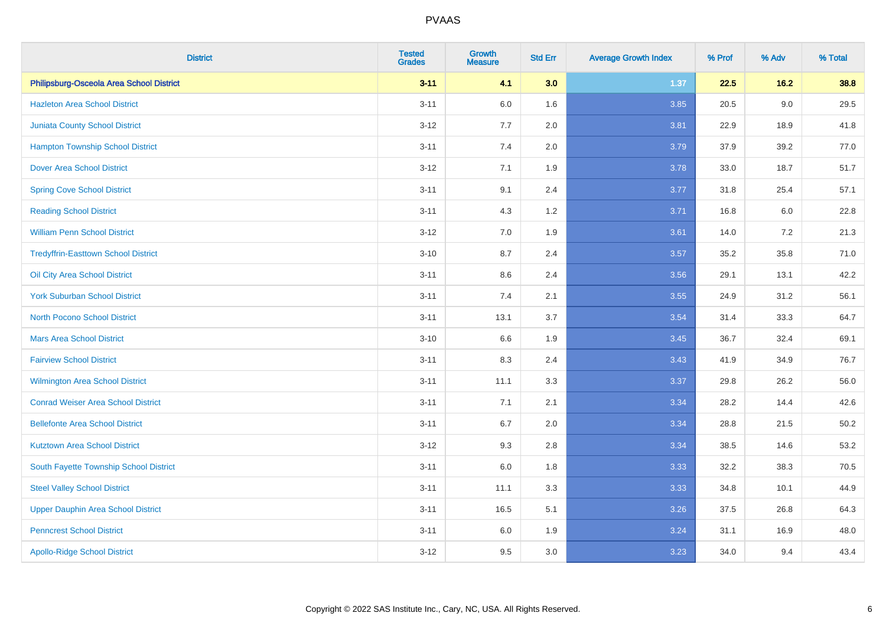PVAAS

| District | Tested Grades | Growth Measure | Std Err | Average Growth Index | % Prof | % Adv | % Total |
|---|---|---|---|---|---|---|---|
| **Philipsburg-Osceola Area School District** | **3-11** | **4.1** | **3.0** | **1.37** | **22.5** | **16.2** | **38.8** |
| Hazleton Area School District | 3-11 | 6.0 | 1.6 | 3.85 | 20.5 | 9.0 | 29.5 |
| Juniata County School District | 3-12 | 7.7 | 2.0 | 3.81 | 22.9 | 18.9 | 41.8 |
| Hampton Township School District | 3-11 | 7.4 | 2.0 | 3.79 | 37.9 | 39.2 | 77.0 |
| Dover Area School District | 3-12 | 7.1 | 1.9 | 3.78 | 33.0 | 18.7 | 51.7 |
| Spring Cove School District | 3-11 | 9.1 | 2.4 | 3.77 | 31.8 | 25.4 | 57.1 |
| Reading School District | 3-11 | 4.3 | 1.2 | 3.71 | 16.8 | 6.0 | 22.8 |
| William Penn School District | 3-12 | 7.0 | 1.9 | 3.61 | 14.0 | 7.2 | 21.3 |
| Tredyffrin-Easttown School District | 3-10 | 8.7 | 2.4 | 3.57 | 35.2 | 35.8 | 71.0 |
| Oil City Area School District | 3-11 | 8.6 | 2.4 | 3.56 | 29.1 | 13.1 | 42.2 |
| York Suburban School District | 3-11 | 7.4 | 2.1 | 3.55 | 24.9 | 31.2 | 56.1 |
| North Pocono School District | 3-11 | 13.1 | 3.7 | 3.54 | 31.4 | 33.3 | 64.7 |
| Mars Area School District | 3-10 | 6.6 | 1.9 | 3.45 | 36.7 | 32.4 | 69.1 |
| Fairview School District | 3-11 | 8.3 | 2.4 | 3.43 | 41.9 | 34.9 | 76.7 |
| Wilmington Area School District | 3-11 | 11.1 | 3.3 | 3.37 | 29.8 | 26.2 | 56.0 |
| Conrad Weiser Area School District | 3-11 | 7.1 | 2.1 | 3.34 | 28.2 | 14.4 | 42.6 |
| Bellefonte Area School District | 3-11 | 6.7 | 2.0 | 3.34 | 28.8 | 21.5 | 50.2 |
| Kutztown Area School District | 3-12 | 9.3 | 2.8 | 3.34 | 38.5 | 14.6 | 53.2 |
| South Fayette Township School District | 3-11 | 6.0 | 1.8 | 3.33 | 32.2 | 38.3 | 70.5 |
| Steel Valley School District | 3-11 | 11.1 | 3.3 | 3.33 | 34.8 | 10.1 | 44.9 |
| Upper Dauphin Area School District | 3-11 | 16.5 | 5.1 | 3.26 | 37.5 | 26.8 | 64.3 |
| Penncrest School District | 3-11 | 6.0 | 1.9 | 3.24 | 31.1 | 16.9 | 48.0 |
| Apollo-Ridge School District | 3-12 | 9.5 | 3.0 | 3.23 | 34.0 | 9.4 | 43.4 |

Copyright © 2022 SAS Institute Inc., Cary, NC, USA. All Rights Reserved.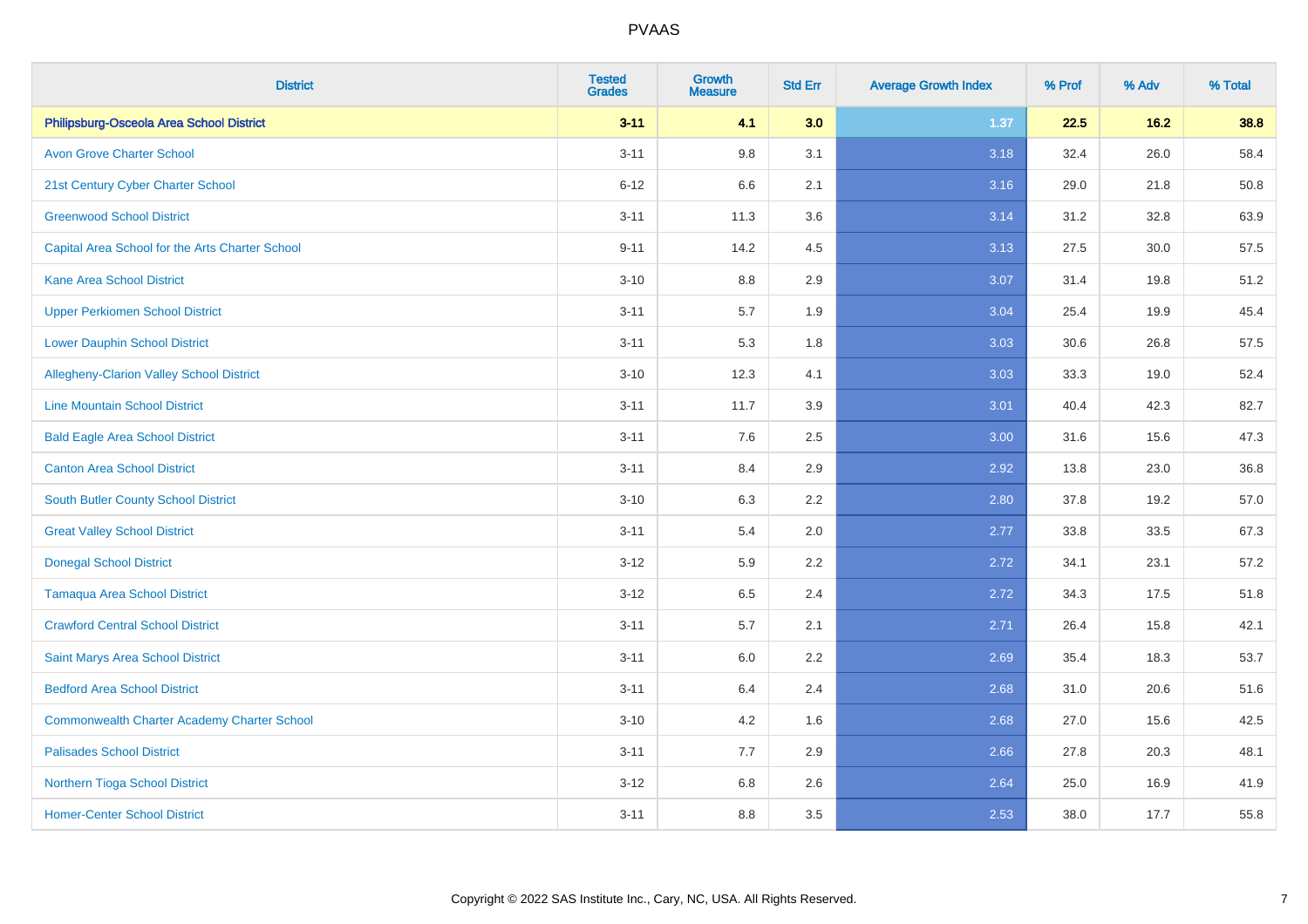# PVAAS

| District | Tested Grades | Growth Measure | Std Err | Average Growth Index | % Prof | % Adv | % Total |
|---|---|---|---|---|---|---|---|
| **Philipsburg-Osceola Area School District** | **3-11** | **4.1** | **3.0** | **1.37** | **22.5** | **16.2** | **38.8** |
| Avon Grove Charter School | 3-11 | 9.8 | 3.1 | 3.18 | 32.4 | 26.0 | 58.4 |
| 21st Century Cyber Charter School | 6-12 | 6.6 | 2.1 | 3.16 | 29.0 | 21.8 | 50.8 |
| Greenwood School District | 3-11 | 11.3 | 3.6 | 3.14 | 31.2 | 32.8 | 63.9 |
| Capital Area School for the Arts Charter School | 9-11 | 14.2 | 4.5 | 3.13 | 27.5 | 30.0 | 57.5 |
| Kane Area School District | 3-10 | 8.8 | 2.9 | 3.07 | 31.4 | 19.8 | 51.2 |
| Upper Perkiomen School District | 3-11 | 5.7 | 1.9 | 3.04 | 25.4 | 19.9 | 45.4 |
| Lower Dauphin School District | 3-11 | 5.3 | 1.8 | 3.03 | 30.6 | 26.8 | 57.5 |
| Allegheny-Clarion Valley School District | 3-10 | 12.3 | 4.1 | 3.03 | 33.3 | 19.0 | 52.4 |
| Line Mountain School District | 3-11 | 11.7 | 3.9 | 3.01 | 40.4 | 42.3 | 82.7 |
| Bald Eagle Area School District | 3-11 | 7.6 | 2.5 | 3.00 | 31.6 | 15.6 | 47.3 |
| Canton Area School District | 3-11 | 8.4 | 2.9 | 2.92 | 13.8 | 23.0 | 36.8 |
| South Butler County School District | 3-10 | 6.3 | 2.2 | 2.80 | 37.8 | 19.2 | 57.0 |
| Great Valley School District | 3-11 | 5.4 | 2.0 | 2.77 | 33.8 | 33.5 | 67.3 |
| Donegal School District | 3-12 | 5.9 | 2.2 | 2.72 | 34.1 | 23.1 | 57.2 |
| Tamaqua Area School District | 3-12 | 6.5 | 2.4 | 2.72 | 34.3 | 17.5 | 51.8 |
| Crawford Central School District | 3-11 | 5.7 | 2.1 | 2.71 | 26.4 | 15.8 | 42.1 |
| Saint Marys Area School District | 3-11 | 6.0 | 2.2 | 2.69 | 35.4 | 18.3 | 53.7 |
| Bedford Area School District | 3-11 | 6.4 | 2.4 | 2.68 | 31.0 | 20.6 | 51.6 |
| Commonwealth Charter Academy Charter School | 3-10 | 4.2 | 1.6 | 2.68 | 27.0 | 15.6 | 42.5 |
| Palisades School District | 3-11 | 7.7 | 2.9 | 2.66 | 27.8 | 20.3 | 48.1 |
| Northern Tioga School District | 3-12 | 6.8 | 2.6 | 2.64 | 25.0 | 16.9 | 41.9 |
| Homer-Center School District | 3-11 | 8.8 | 3.5 | 2.53 | 38.0 | 17.7 | 55.8 |

Copyright © 2022 SAS Institute Inc., Cary, NC, USA. All Rights Reserved.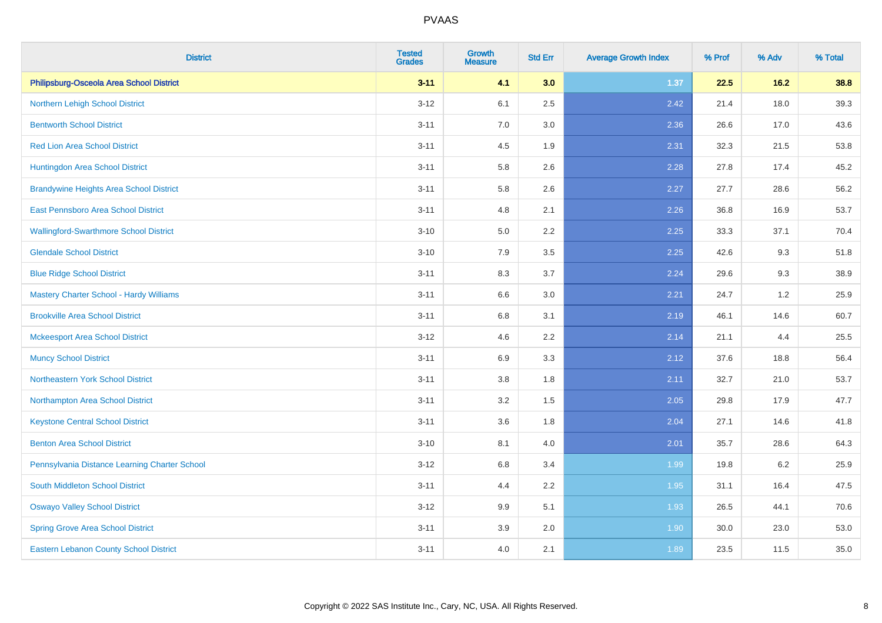PVAAS

| District | Tested Grades | Growth Measure | Std Err | Average Growth Index | % Prof | % Adv | % Total |
|---|---|---|---|---|---|---|---|
| **Philipsburg-Osceola Area School District** | **3-11** | **4.1** | **3.0** | **1.37** | **22.5** | **16.2** | **38.8** |
| Northern Lehigh School District | 3-12 | 6.1 | 2.5 | 2.42 | 21.4 | 18.0 | 39.3 |
| Bentworth School District | 3-11 | 7.0 | 3.0 | 2.36 | 26.6 | 17.0 | 43.6 |
| Red Lion Area School District | 3-11 | 4.5 | 1.9 | 2.31 | 32.3 | 21.5 | 53.8 |
| Huntingdon Area School District | 3-11 | 5.8 | 2.6 | 2.28 | 27.8 | 17.4 | 45.2 |
| Brandywine Heights Area School District | 3-11 | 5.8 | 2.6 | 2.27 | 27.7 | 28.6 | 56.2 |
| East Pennsboro Area School District | 3-11 | 4.8 | 2.1 | 2.26 | 36.8 | 16.9 | 53.7 |
| Wallingford-Swarthmore School District | 3-10 | 5.0 | 2.2 | 2.25 | 33.3 | 37.1 | 70.4 |
| Glendale School District | 3-10 | 7.9 | 3.5 | 2.25 | 42.6 | 9.3 | 51.8 |
| Blue Ridge School District | 3-11 | 8.3 | 3.7 | 2.24 | 29.6 | 9.3 | 38.9 |
| Mastery Charter School - Hardy Williams | 3-11 | 6.6 | 3.0 | 2.21 | 24.7 | 1.2 | 25.9 |
| Brookville Area School District | 3-11 | 6.8 | 3.1 | 2.19 | 46.1 | 14.6 | 60.7 |
| Mckeesport Area School District | 3-12 | 4.6 | 2.2 | 2.14 | 21.1 | 4.4 | 25.5 |
| Muncy School District | 3-11 | 6.9 | 3.3 | 2.12 | 37.6 | 18.8 | 56.4 |
| Northeastern York School District | 3-11 | 3.8 | 1.8 | 2.11 | 32.7 | 21.0 | 53.7 |
| Northampton Area School District | 3-11 | 3.2 | 1.5 | 2.05 | 29.8 | 17.9 | 47.7 |
| Keystone Central School District | 3-11 | 3.6 | 1.8 | 2.04 | 27.1 | 14.6 | 41.8 |
| Benton Area School District | 3-10 | 8.1 | 4.0 | 2.01 | 35.7 | 28.6 | 64.3 |
| Pennsylvania Distance Learning Charter School | 3-12 | 6.8 | 3.4 | 1.99 | 19.8 | 6.2 | 25.9 |
| South Middleton School District | 3-11 | 4.4 | 2.2 | 1.95 | 31.1 | 16.4 | 47.5 |
| Oswayo Valley School District | 3-12 | 9.9 | 5.1 | 1.93 | 26.5 | 44.1 | 70.6 |
| Spring Grove Area School District | 3-11 | 3.9 | 2.0 | 1.90 | 30.0 | 23.0 | 53.0 |
| Eastern Lebanon County School District | 3-11 | 4.0 | 2.1 | 1.89 | 23.5 | 11.5 | 35.0 |

Copyright © 2022 SAS Institute Inc., Cary, NC, USA. All Rights Reserved.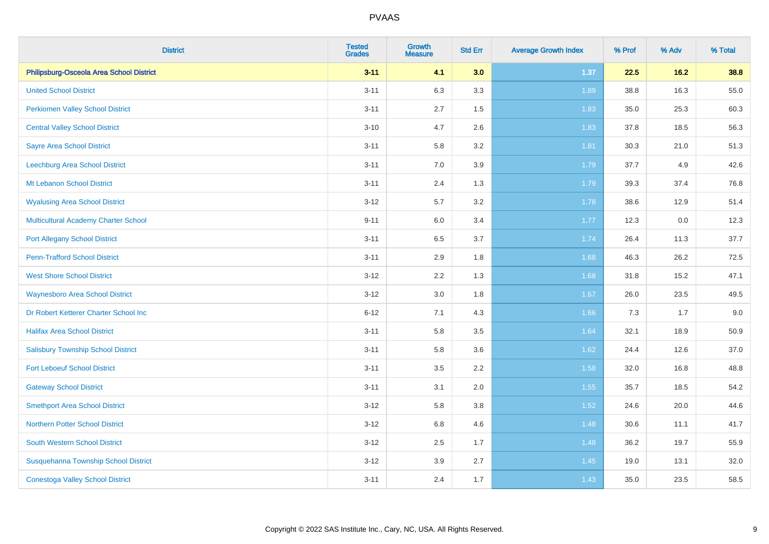# PVAAS

| District | Tested Grades | Growth Measure | Std Err | Average Growth Index | % Prof | % Adv | % Total |
|---|---|---|---|---|---|---|---|
| **Philipsburg-Osceola Area School District** | **3-11** | **4.1** | **3.0** | **1.37** | **22.5** | **16.2** | **38.8** |
| United School District | 3-11 | 6.3 | 3.3 | 1.89 | 38.8 | 16.3 | 55.0 |
| Perkiomen Valley School District | 3-11 | 2.7 | 1.5 | 1.83 | 35.0 | 25.3 | 60.3 |
| Central Valley School District | 3-10 | 4.7 | 2.6 | 1.83 | 37.8 | 18.5 | 56.3 |
| Sayre Area School District | 3-11 | 5.8 | 3.2 | 1.81 | 30.3 | 21.0 | 51.3 |
| Leechburg Area School District | 3-11 | 7.0 | 3.9 | 1.79 | 37.7 | 4.9 | 42.6 |
| Mt Lebanon School District | 3-11 | 2.4 | 1.3 | 1.79 | 39.3 | 37.4 | 76.8 |
| Wyalusing Area School District | 3-12 | 5.7 | 3.2 | 1.78 | 38.6 | 12.9 | 51.4 |
| Multicultural Academy Charter School | 9-11 | 6.0 | 3.4 | 1.77 | 12.3 | 0.0 | 12.3 |
| Port Allegany School District | 3-11 | 6.5 | 3.7 | 1.74 | 26.4 | 11.3 | 37.7 |
| Penn-Trafford School District | 3-11 | 2.9 | 1.8 | 1.68 | 46.3 | 26.2 | 72.5 |
| West Shore School District | 3-12 | 2.2 | 1.3 | 1.68 | 31.8 | 15.2 | 47.1 |
| Waynesboro Area School District | 3-12 | 3.0 | 1.8 | 1.67 | 26.0 | 23.5 | 49.5 |
| Dr Robert Ketterer Charter School Inc | 6-12 | 7.1 | 4.3 | 1.66 | 7.3 | 1.7 | 9.0 |
| Halifax Area School District | 3-11 | 5.8 | 3.5 | 1.64 | 32.1 | 18.9 | 50.9 |
| Salisbury Township School District | 3-11 | 5.8 | 3.6 | 1.62 | 24.4 | 12.6 | 37.0 |
| Fort Leboeuf School District | 3-11 | 3.5 | 2.2 | 1.58 | 32.0 | 16.8 | 48.8 |
| Gateway School District | 3-11 | 3.1 | 2.0 | 1.55 | 35.7 | 18.5 | 54.2 |
| Smethport Area School District | 3-12 | 5.8 | 3.8 | 1.52 | 24.6 | 20.0 | 44.6 |
| Northern Potter School District | 3-12 | 6.8 | 4.6 | 1.48 | 30.6 | 11.1 | 41.7 |
| South Western School District | 3-12 | 2.5 | 1.7 | 1.48 | 36.2 | 19.7 | 55.9 |
| Susquehanna Township School District | 3-12 | 3.9 | 2.7 | 1.45 | 19.0 | 13.1 | 32.0 |
| Conestoga Valley School District | 3-11 | 2.4 | 1.7 | 1.43 | 35.0 | 23.5 | 58.5 |

Copyright © 2022 SAS Institute Inc., Cary, NC, USA. All Rights Reserved.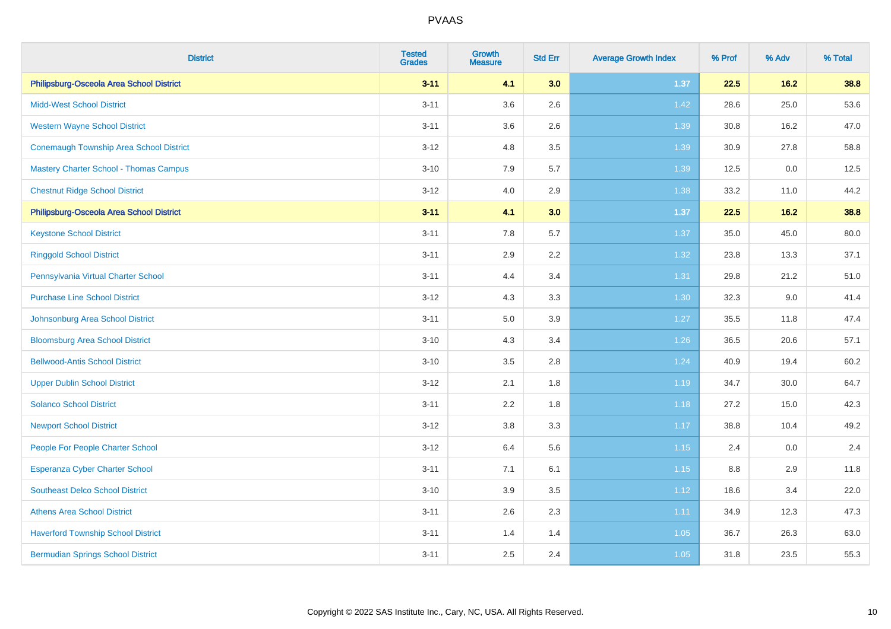| District | Tested Grades | Growth Measure | Std Err | Average Growth Index | % Prof | % Adv | % Total |
|---|---|---|---|---|---|---|---|
| **Philipsburg-Osceola Area School District** | **3-11** | **4.1** | **3.0** | **1.37** | **22.5** | **16.2** | **38.8** |
| Midd-West School District | 3-11 | 3.6 | 2.6 | 1.42 | 28.6 | 25.0 | 53.6 |
| Western Wayne School District | 3-11 | 3.6 | 2.6 | 1.39 | 30.8 | 16.2 | 47.0 |
| Conemaugh Township Area School District | 3-12 | 4.8 | 3.5 | 1.39 | 30.9 | 27.8 | 58.8 |
| Mastery Charter School - Thomas Campus | 3-10 | 7.9 | 5.7 | 1.39 | 12.5 | 0.0 | 12.5 |
| Chestnut Ridge School District | 3-12 | 4.0 | 2.9 | 1.38 | 33.2 | 11.0 | 44.2 |
| **Philipsburg-Osceola Area School District** | **3-11** | **4.1** | **3.0** | **1.37** | **22.5** | **16.2** | **38.8** |
| Keystone School District | 3-11 | 7.8 | 5.7 | 1.37 | 35.0 | 45.0 | 80.0 |
| Ringgold School District | 3-11 | 2.9 | 2.2 | 1.32 | 23.8 | 13.3 | 37.1 |
| Pennsylvania Virtual Charter School | 3-11 | 4.4 | 3.4 | 1.31 | 29.8 | 21.2 | 51.0 |
| Purchase Line School District | 3-12 | 4.3 | 3.3 | 1.30 | 32.3 | 9.0 | 41.4 |
| Johnsonburg Area School District | 3-11 | 5.0 | 3.9 | 1.27 | 35.5 | 11.8 | 47.4 |
| Bloomsburg Area School District | 3-10 | 4.3 | 3.4 | 1.26 | 36.5 | 20.6 | 57.1 |
| Bellwood-Antis School District | 3-10 | 3.5 | 2.8 | 1.24 | 40.9 | 19.4 | 60.2 |
| Upper Dublin School District | 3-12 | 2.1 | 1.8 | 1.19 | 34.7 | 30.0 | 64.7 |
| Solanco School District | 3-11 | 2.2 | 1.8 | 1.18 | 27.2 | 15.0 | 42.3 |
| Newport School District | 3-12 | 3.8 | 3.3 | 1.17 | 38.8 | 10.4 | 49.2 |
| People For People Charter School | 3-12 | 6.4 | 5.6 | 1.15 | 2.4 | 0.0 | 2.4 |
| Esperanza Cyber Charter School | 3-11 | 7.1 | 6.1 | 1.15 | 8.8 | 2.9 | 11.8 |
| Southeast Delco School District | 3-10 | 3.9 | 3.5 | 1.12 | 18.6 | 3.4 | 22.0 |
| Athens Area School District | 3-11 | 2.6 | 2.3 | 1.11 | 34.9 | 12.3 | 47.3 |
| Haverford Township School District | 3-11 | 1.4 | 1.4 | 1.05 | 36.7 | 26.3 | 63.0 |
| Bermudian Springs School District | 3-11 | 2.5 | 2.4 | 1.05 | 31.8 | 23.5 | 55.3 |

Copyright © 2022 SAS Institute Inc., Cary, NC, USA. All Rights Reserved.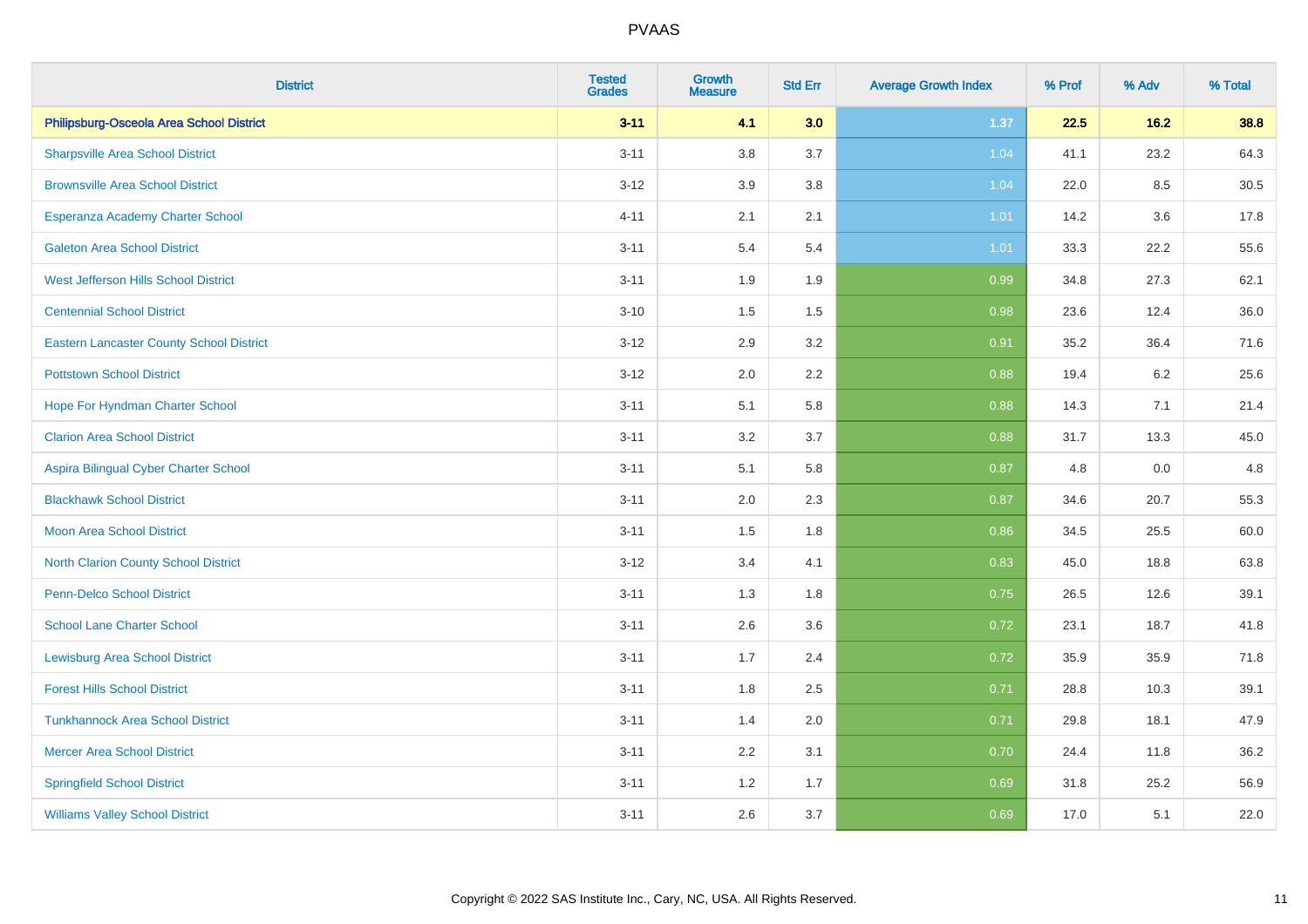PVAAS

| District | Tested Grades | Growth Measure | Std Err | Average Growth Index | % Prof | % Adv | % Total |
|---|---|---|---|---|---|---|---|
| **Philipsburg-Osceola Area School District** | **3-11** | **4.1** | **3.0** | **1.37** | **22.5** | **16.2** | **38.8** |
| Sharpsville Area School District | 3-11 | 3.8 | 3.7 | 1.04 | 41.1 | 23.2 | 64.3 |
| Brownsville Area School District | 3-12 | 3.9 | 3.8 | 1.04 | 22.0 | 8.5 | 30.5 |
| Esperanza Academy Charter School | 4-11 | 2.1 | 2.1 | 1.01 | 14.2 | 3.6 | 17.8 |
| Galeton Area School District | 3-11 | 5.4 | 5.4 | 1.01 | 33.3 | 22.2 | 55.6 |
| West Jefferson Hills School District | 3-11 | 1.9 | 1.9 | 0.99 | 34.8 | 27.3 | 62.1 |
| Centennial School District | 3-10 | 1.5 | 1.5 | 0.98 | 23.6 | 12.4 | 36.0 |
| Eastern Lancaster County School District | 3-12 | 2.9 | 3.2 | 0.91 | 35.2 | 36.4 | 71.6 |
| Pottstown School District | 3-12 | 2.0 | 2.2 | 0.88 | 19.4 | 6.2 | 25.6 |
| Hope For Hyndman Charter School | 3-11 | 5.1 | 5.8 | 0.88 | 14.3 | 7.1 | 21.4 |
| Clarion Area School District | 3-11 | 3.2 | 3.7 | 0.88 | 31.7 | 13.3 | 45.0 |
| Aspira Bilingual Cyber Charter School | 3-11 | 5.1 | 5.8 | 0.87 | 4.8 | 0.0 | 4.8 |
| Blackhawk School District | 3-11 | 2.0 | 2.3 | 0.87 | 34.6 | 20.7 | 55.3 |
| Moon Area School District | 3-11 | 1.5 | 1.8 | 0.86 | 34.5 | 25.5 | 60.0 |
| North Clarion County School District | 3-12 | 3.4 | 4.1 | 0.83 | 45.0 | 18.8 | 63.8 |
| Penn-Delco School District | 3-11 | 1.3 | 1.8 | 0.75 | 26.5 | 12.6 | 39.1 |
| School Lane Charter School | 3-11 | 2.6 | 3.6 | 0.72 | 23.1 | 18.7 | 41.8 |
| Lewisburg Area School District | 3-11 | 1.7 | 2.4 | 0.72 | 35.9 | 35.9 | 71.8 |
| Forest Hills School District | 3-11 | 1.8 | 2.5 | 0.71 | 28.8 | 10.3 | 39.1 |
| Tunkhannock Area School District | 3-11 | 1.4 | 2.0 | 0.71 | 29.8 | 18.1 | 47.9 |
| Mercer Area School District | 3-11 | 2.2 | 3.1 | 0.70 | 24.4 | 11.8 | 36.2 |
| Springfield School District | 3-11 | 1.2 | 1.7 | 0.69 | 31.8 | 25.2 | 56.9 |
| Williams Valley School District | 3-11 | 2.6 | 3.7 | 0.69 | 17.0 | 5.1 | 22.0 |

Copyright © 2022 SAS Institute Inc., Cary, NC, USA. All Rights Reserved.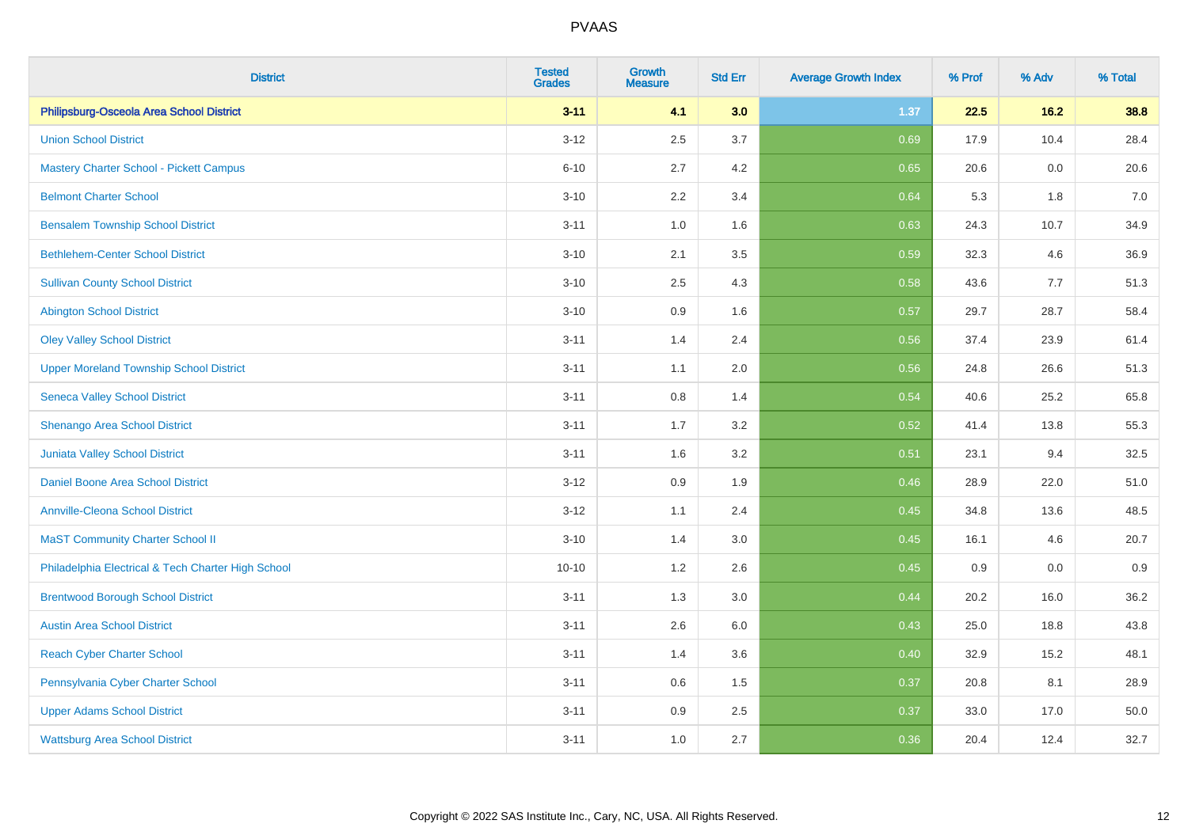| District | Tested Grades | Growth Measure | Std Err | Average Growth Index | % Prof | % Adv | % Total |
|---|---|---|---|---|---|---|---|
| **Philipsburg-Osceola Area School District** | **3-11** | **4.1** | **3.0** | **1.37** | **22.5** | **16.2** | **38.8** |
| Union School District | 3-12 | 2.5 | 3.7 | 0.69 | 17.9 | 10.4 | 28.4 |
| Mastery Charter School - Pickett Campus | 6-10 | 2.7 | 4.2 | 0.65 | 20.6 | 0.0 | 20.6 |
| Belmont Charter School | 3-10 | 2.2 | 3.4 | 0.64 | 5.3 | 1.8 | 7.0 |
| Bensalem Township School District | 3-11 | 1.0 | 1.6 | 0.63 | 24.3 | 10.7 | 34.9 |
| Bethlehem-Center School District | 3-10 | 2.1 | 3.5 | 0.59 | 32.3 | 4.6 | 36.9 |
| Sullivan County School District | 3-10 | 2.5 | 4.3 | 0.58 | 43.6 | 7.7 | 51.3 |
| Abington School District | 3-10 | 0.9 | 1.6 | 0.57 | 29.7 | 28.7 | 58.4 |
| Oley Valley School District | 3-11 | 1.4 | 2.4 | 0.56 | 37.4 | 23.9 | 61.4 |
| Upper Moreland Township School District | 3-11 | 1.1 | 2.0 | 0.56 | 24.8 | 26.6 | 51.3 |
| Seneca Valley School District | 3-11 | 0.8 | 1.4 | 0.54 | 40.6 | 25.2 | 65.8 |
| Shenango Area School District | 3-11 | 1.7 | 3.2 | 0.52 | 41.4 | 13.8 | 55.3 |
| Juniata Valley School District | 3-11 | 1.6 | 3.2 | 0.51 | 23.1 | 9.4 | 32.5 |
| Daniel Boone Area School District | 3-12 | 0.9 | 1.9 | 0.46 | 28.9 | 22.0 | 51.0 |
| Annville-Cleona School District | 3-12 | 1.1 | 2.4 | 0.45 | 34.8 | 13.6 | 48.5 |
| MaST Community Charter School II | 3-10 | 1.4 | 3.0 | 0.45 | 16.1 | 4.6 | 20.7 |
| Philadelphia Electrical & Tech Charter High School | 10-10 | 1.2 | 2.6 | 0.45 | 0.9 | 0.0 | 0.9 |
| Brentwood Borough School District | 3-11 | 1.3 | 3.0 | 0.44 | 20.2 | 16.0 | 36.2 |
| Austin Area School District | 3-11 | 2.6 | 6.0 | 0.43 | 25.0 | 18.8 | 43.8 |
| Reach Cyber Charter School | 3-11 | 1.4 | 3.6 | 0.40 | 32.9 | 15.2 | 48.1 |
| Pennsylvania Cyber Charter School | 3-11 | 0.6 | 1.5 | 0.37 | 20.8 | 8.1 | 28.9 |
| Upper Adams School District | 3-11 | 0.9 | 2.5 | 0.37 | 33.0 | 17.0 | 50.0 |
| Wattsburg Area School District | 3-11 | 1.0 | 2.7 | 0.36 | 20.4 | 12.4 | 32.7 |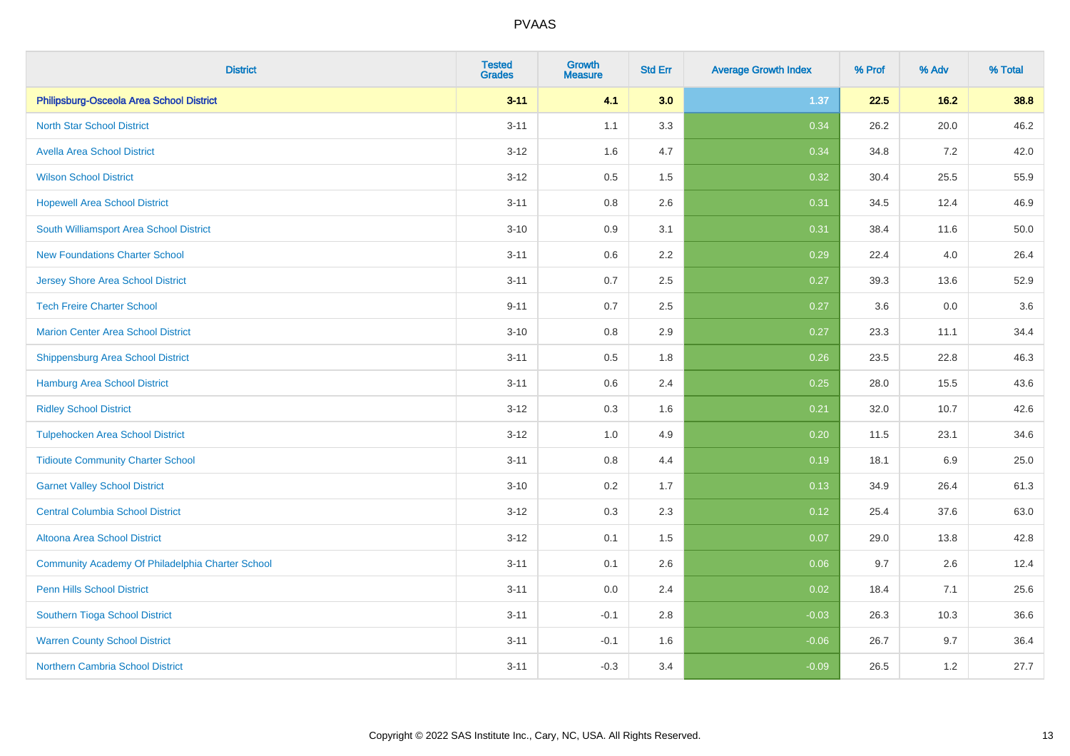# PVAAS

| District | Tested Grades | Growth Measure | Std Err | Average Growth Index | % Prof | % Adv | % Total |
|---|---|---|---|---|---|---|---|
| **Philipsburg-Osceola Area School District** | **3-11** | **4.1** | **3.0** | **1.37** | **22.5** | **16.2** | **38.8** |
| North Star School District | 3-11 | 1.1 | 3.3 | 0.34 | 26.2 | 20.0 | 46.2 |
| Avella Area School District | 3-12 | 1.6 | 4.7 | 0.34 | 34.8 | 7.2 | 42.0 |
| Wilson School District | 3-12 | 0.5 | 1.5 | 0.32 | 30.4 | 25.5 | 55.9 |
| Hopewell Area School District | 3-11 | 0.8 | 2.6 | 0.31 | 34.5 | 12.4 | 46.9 |
| South Williamsport Area School District | 3-10 | 0.9 | 3.1 | 0.31 | 38.4 | 11.6 | 50.0 |
| New Foundations Charter School | 3-11 | 0.6 | 2.2 | 0.29 | 22.4 | 4.0 | 26.4 |
| Jersey Shore Area School District | 3-11 | 0.7 | 2.5 | 0.27 | 39.3 | 13.6 | 52.9 |
| Tech Freire Charter School | 9-11 | 0.7 | 2.5 | 0.27 | 3.6 | 0.0 | 3.6 |
| Marion Center Area School District | 3-10 | 0.8 | 2.9 | 0.27 | 23.3 | 11.1 | 34.4 |
| Shippensburg Area School District | 3-11 | 0.5 | 1.8 | 0.26 | 23.5 | 22.8 | 46.3 |
| Hamburg Area School District | 3-11 | 0.6 | 2.4 | 0.25 | 28.0 | 15.5 | 43.6 |
| Ridley School District | 3-12 | 0.3 | 1.6 | 0.21 | 32.0 | 10.7 | 42.6 |
| Tulpehocken Area School District | 3-12 | 1.0 | 4.9 | 0.20 | 11.5 | 23.1 | 34.6 |
| Tidioute Community Charter School | 3-11 | 0.8 | 4.4 | 0.19 | 18.1 | 6.9 | 25.0 |
| Garnet Valley School District | 3-10 | 0.2 | 1.7 | 0.13 | 34.9 | 26.4 | 61.3 |
| Central Columbia School District | 3-12 | 0.3 | 2.3 | 0.12 | 25.4 | 37.6 | 63.0 |
| Altoona Area School District | 3-12 | 0.1 | 1.5 | 0.07 | 29.0 | 13.8 | 42.8 |
| Community Academy Of Philadelphia Charter School | 3-11 | 0.1 | 2.6 | 0.06 | 9.7 | 2.6 | 12.4 |
| Penn Hills School District | 3-11 | 0.0 | 2.4 | 0.02 | 18.4 | 7.1 | 25.6 |
| Southern Tioga School District | 3-11 | -0.1 | 2.8 | -0.03 | 26.3 | 10.3 | 36.6 |
| Warren County School District | 3-11 | -0.1 | 1.6 | -0.06 | 26.7 | 9.7 | 36.4 |
| Northern Cambria School District | 3-11 | -0.3 | 3.4 | -0.09 | 26.5 | 1.2 | 27.7 |

Copyright © 2022 SAS Institute Inc., Cary, NC, USA. All Rights Reserved.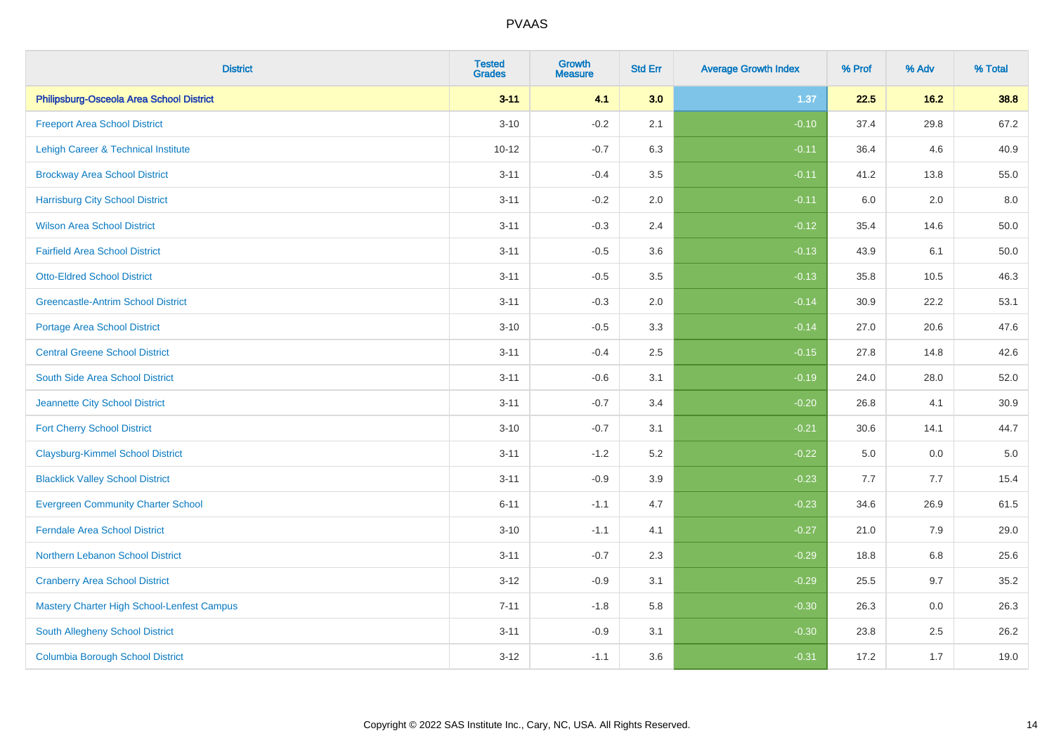| District | Tested Grades | Growth Measure | Std Err | Average Growth Index | % Prof | % Adv | % Total |
|---|---|---|---|---|---|---|---|
| **Philipsburg-Osceola Area School District** | **3-11** | **4.1** | **3.0** | **1.37** | **22.5** | **16.2** | **38.8** |
| Freeport Area School District | 3-10 | -0.2 | 2.1 | -0.10 | 37.4 | 29.8 | 67.2 |
| Lehigh Career & Technical Institute | 10-12 | -0.7 | 6.3 | -0.11 | 36.4 | 4.6 | 40.9 |
| Brockway Area School District | 3-11 | -0.4 | 3.5 | -0.11 | 41.2 | 13.8 | 55.0 |
| Harrisburg City School District | 3-11 | -0.2 | 2.0 | -0.11 | 6.0 | 2.0 | 8.0 |
| Wilson Area School District | 3-11 | -0.3 | 2.4 | -0.12 | 35.4 | 14.6 | 50.0 |
| Fairfield Area School District | 3-11 | -0.5 | 3.6 | -0.13 | 43.9 | 6.1 | 50.0 |
| Otto-Eldred School District | 3-11 | -0.5 | 3.5 | -0.13 | 35.8 | 10.5 | 46.3 |
| Greencastle-Antrim School District | 3-11 | -0.3 | 2.0 | -0.14 | 30.9 | 22.2 | 53.1 |
| Portage Area School District | 3-10 | -0.5 | 3.3 | -0.14 | 27.0 | 20.6 | 47.6 |
| Central Greene School District | 3-11 | -0.4 | 2.5 | -0.15 | 27.8 | 14.8 | 42.6 |
| South Side Area School District | 3-11 | -0.6 | 3.1 | -0.19 | 24.0 | 28.0 | 52.0 |
| Jeannette City School District | 3-11 | -0.7 | 3.4 | -0.20 | 26.8 | 4.1 | 30.9 |
| Fort Cherry School District | 3-10 | -0.7 | 3.1 | -0.21 | 30.6 | 14.1 | 44.7 |
| Claysburg-Kimmel School District | 3-11 | -1.2 | 5.2 | -0.22 | 5.0 | 0.0 | 5.0 |
| Blacklick Valley School District | 3-11 | -0.9 | 3.9 | -0.23 | 7.7 | 7.7 | 15.4 |
| Evergreen Community Charter School | 6-11 | -1.1 | 4.7 | -0.23 | 34.6 | 26.9 | 61.5 |
| Ferndale Area School District | 3-10 | -1.1 | 4.1 | -0.27 | 21.0 | 7.9 | 29.0 |
| Northern Lebanon School District | 3-11 | -0.7 | 2.3 | -0.29 | 18.8 | 6.8 | 25.6 |
| Cranberry Area School District | 3-12 | -0.9 | 3.1 | -0.29 | 25.5 | 9.7 | 35.2 |
| Mastery Charter High School-Lenfest Campus | 7-11 | -1.8 | 5.8 | -0.30 | 26.3 | 0.0 | 26.3 |
| South Allegheny School District | 3-11 | -0.9 | 3.1 | -0.30 | 23.8 | 2.5 | 26.2 |
| Columbia Borough School District | 3-12 | -1.1 | 3.6 | -0.31 | 17.2 | 1.7 | 19.0 |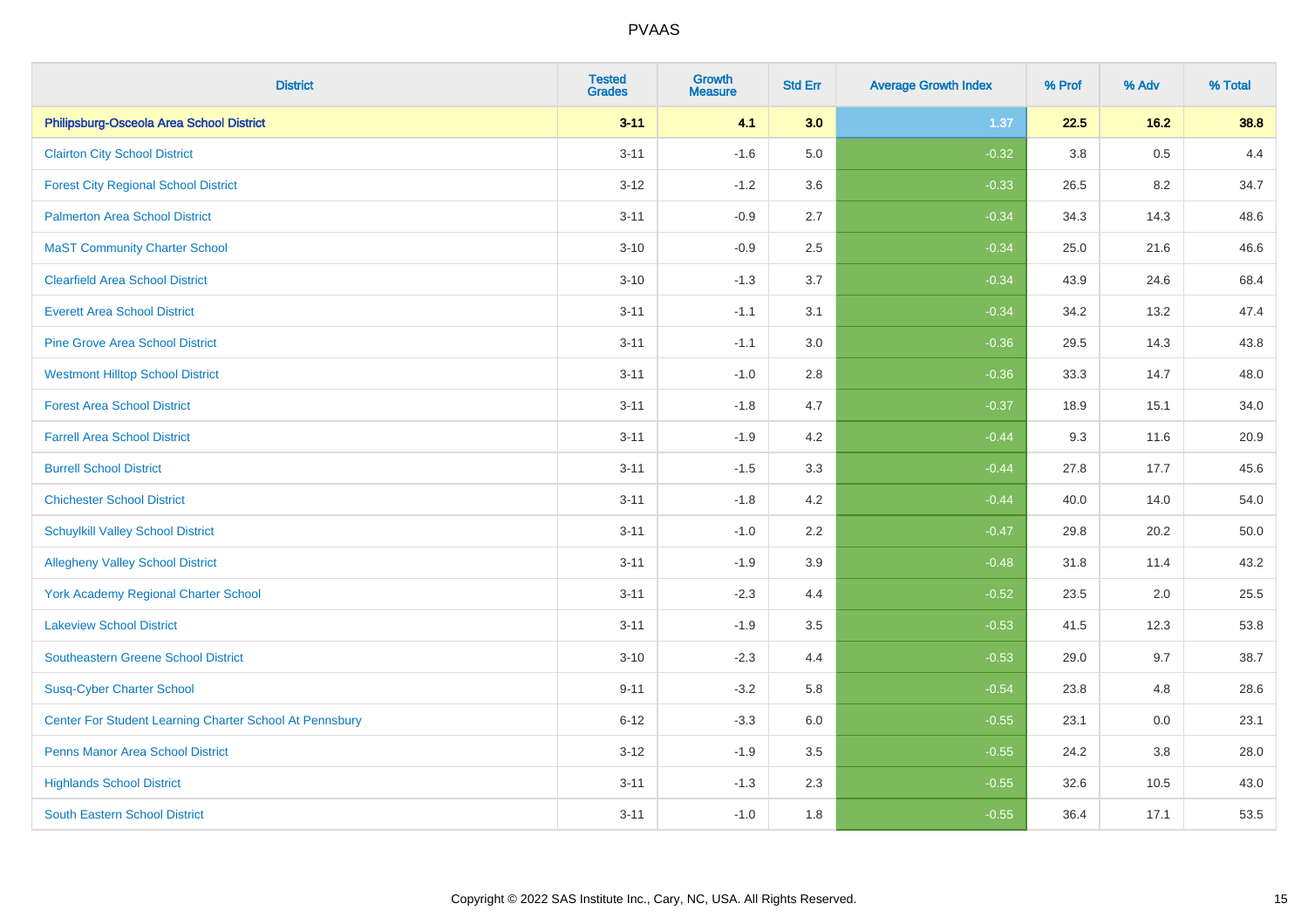# PVAAS

| District | Tested Grades | Growth Measure | Std Err | Average Growth Index | % Prof | % Adv | % Total |
|---|---|---|---|---|---|---|---|
| **Philipsburg-Osceola Area School District** | **3-11** | **4.1** | **3.0** | **1.37** | **22.5** | **16.2** | **38.8** |
| Clairton City School District | 3-11 | -1.6 | 5.0 | -0.32 | 3.8 | 0.5 | 4.4 |
| Forest City Regional School District | 3-12 | -1.2 | 3.6 | -0.33 | 26.5 | 8.2 | 34.7 |
| Palmerton Area School District | 3-11 | -0.9 | 2.7 | -0.34 | 34.3 | 14.3 | 48.6 |
| MaST Community Charter School | 3-10 | -0.9 | 2.5 | -0.34 | 25.0 | 21.6 | 46.6 |
| Clearfield Area School District | 3-10 | -1.3 | 3.7 | -0.34 | 43.9 | 24.6 | 68.4 |
| Everett Area School District | 3-11 | -1.1 | 3.1 | -0.34 | 34.2 | 13.2 | 47.4 |
| Pine Grove Area School District | 3-11 | -1.1 | 3.0 | -0.36 | 29.5 | 14.3 | 43.8 |
| Westmont Hilltop School District | 3-11 | -1.0 | 2.8 | -0.36 | 33.3 | 14.7 | 48.0 |
| Forest Area School District | 3-11 | -1.8 | 4.7 | -0.37 | 18.9 | 15.1 | 34.0 |
| Farrell Area School District | 3-11 | -1.9 | 4.2 | -0.44 | 9.3 | 11.6 | 20.9 |
| Burrell School District | 3-11 | -1.5 | 3.3 | -0.44 | 27.8 | 17.7 | 45.6 |
| Chichester School District | 3-11 | -1.8 | 4.2 | -0.44 | 40.0 | 14.0 | 54.0 |
| Schuylkill Valley School District | 3-11 | -1.0 | 2.2 | -0.47 | 29.8 | 20.2 | 50.0 |
| Allegheny Valley School District | 3-11 | -1.9 | 3.9 | -0.48 | 31.8 | 11.4 | 43.2 |
| York Academy Regional Charter School | 3-11 | -2.3 | 4.4 | -0.52 | 23.5 | 2.0 | 25.5 |
| Lakeview School District | 3-11 | -1.9 | 3.5 | -0.53 | 41.5 | 12.3 | 53.8 |
| Southeastern Greene School District | 3-10 | -2.3 | 4.4 | -0.53 | 29.0 | 9.7 | 38.7 |
| Susq-Cyber Charter School | 9-11 | -3.2 | 5.8 | -0.54 | 23.8 | 4.8 | 28.6 |
| Center For Student Learning Charter School At Pennsbury | 6-12 | -3.3 | 6.0 | -0.55 | 23.1 | 0.0 | 23.1 |
| Penns Manor Area School District | 3-12 | -1.9 | 3.5 | -0.55 | 24.2 | 3.8 | 28.0 |
| Highlands School District | 3-11 | -1.3 | 2.3 | -0.55 | 32.6 | 10.5 | 43.0 |
| South Eastern School District | 3-11 | -1.0 | 1.8 | -0.55 | 36.4 | 17.1 | 53.5 |

Copyright © 2022 SAS Institute Inc., Cary, NC, USA. All Rights Reserved.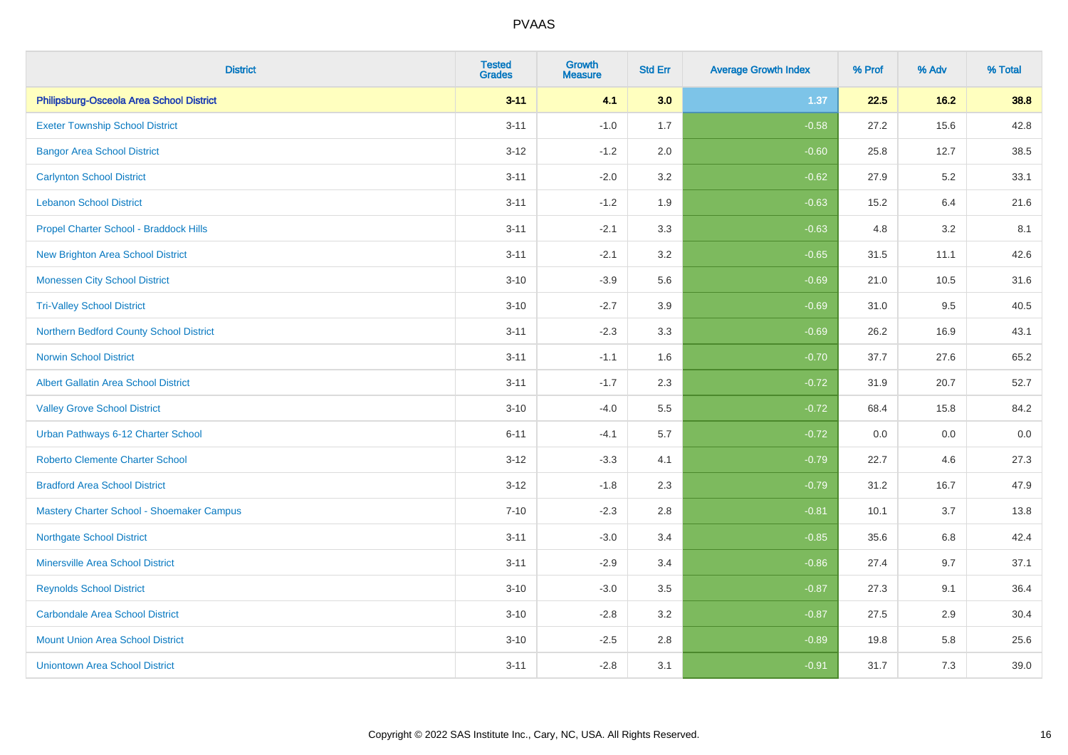PVAAS

| District | Tested Grades | Growth Measure | Std Err | Average Growth Index | % Prof | % Adv | % Total |
|---|---|---|---|---|---|---|---|
| **Philipsburg-Osceola Area School District** | **3-11** | **4.1** | **3.0** | **1.37** | **22.5** | **16.2** | **38.8** |
| Exeter Township School District | 3-11 | -1.0 | 1.7 | -0.58 | 27.2 | 15.6 | 42.8 |
| Bangor Area School District | 3-12 | -1.2 | 2.0 | -0.60 | 25.8 | 12.7 | 38.5 |
| Carlynton School District | 3-11 | -2.0 | 3.2 | -0.62 | 27.9 | 5.2 | 33.1 |
| Lebanon School District | 3-11 | -1.2 | 1.9 | -0.63 | 15.2 | 6.4 | 21.6 |
| Propel Charter School - Braddock Hills | 3-11 | -2.1 | 3.3 | -0.63 | 4.8 | 3.2 | 8.1 |
| New Brighton Area School District | 3-11 | -2.1 | 3.2 | -0.65 | 31.5 | 11.1 | 42.6 |
| Monessen City School District | 3-10 | -3.9 | 5.6 | -0.69 | 21.0 | 10.5 | 31.6 |
| Tri-Valley School District | 3-10 | -2.7 | 3.9 | -0.69 | 31.0 | 9.5 | 40.5 |
| Northern Bedford County School District | 3-11 | -2.3 | 3.3 | -0.69 | 26.2 | 16.9 | 43.1 |
| Norwin School District | 3-11 | -1.1 | 1.6 | -0.70 | 37.7 | 27.6 | 65.2 |
| Albert Gallatin Area School District | 3-11 | -1.7 | 2.3 | -0.72 | 31.9 | 20.7 | 52.7 |
| Valley Grove School District | 3-10 | -4.0 | 5.5 | -0.72 | 68.4 | 15.8 | 84.2 |
| Urban Pathways 6-12 Charter School | 6-11 | -4.1 | 5.7 | -0.72 | 0.0 | 0.0 | 0.0 |
| Roberto Clemente Charter School | 3-12 | -3.3 | 4.1 | -0.79 | 22.7 | 4.6 | 27.3 |
| Bradford Area School District | 3-12 | -1.8 | 2.3 | -0.79 | 31.2 | 16.7 | 47.9 |
| Mastery Charter School - Shoemaker Campus | 7-10 | -2.3 | 2.8 | -0.81 | 10.1 | 3.7 | 13.8 |
| Northgate School District | 3-11 | -3.0 | 3.4 | -0.85 | 35.6 | 6.8 | 42.4 |
| Minersville Area School District | 3-11 | -2.9 | 3.4 | -0.86 | 27.4 | 9.7 | 37.1 |
| Reynolds School District | 3-10 | -3.0 | 3.5 | -0.87 | 27.3 | 9.1 | 36.4 |
| Carbondale Area School District | 3-10 | -2.8 | 3.2 | -0.87 | 27.5 | 2.9 | 30.4 |
| Mount Union Area School District | 3-10 | -2.5 | 2.8 | -0.89 | 19.8 | 5.8 | 25.6 |
| Uniontown Area School District | 3-11 | -2.8 | 3.1 | -0.91 | 31.7 | 7.3 | 39.0 |

Copyright © 2022 SAS Institute Inc., Cary, NC, USA. All Rights Reserved.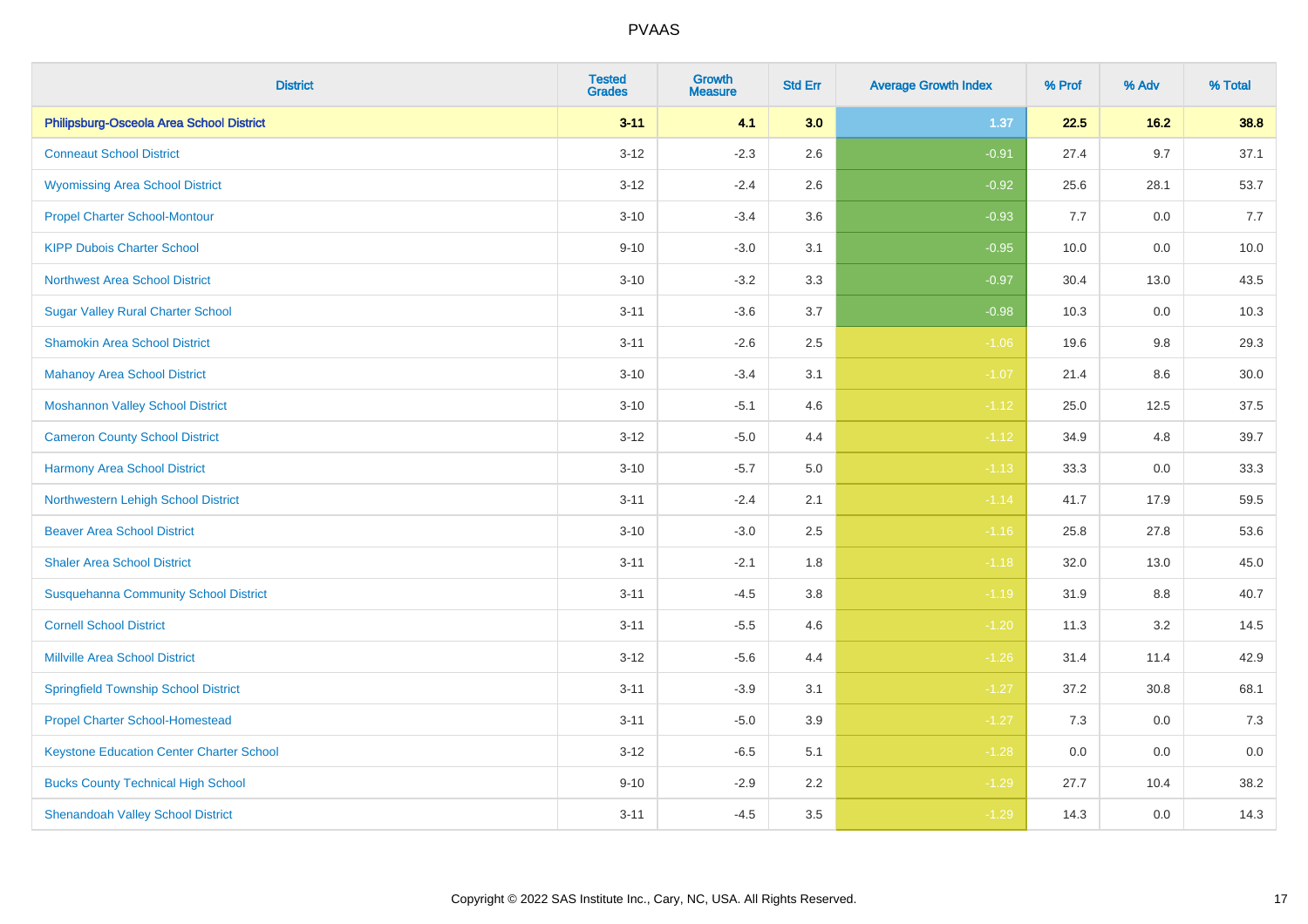| District | Tested Grades | Growth Measure | Std Err | Average Growth Index | % Prof | % Adv | % Total |
|---|---|---|---|---|---|---|---|
| **Philipsburg-Osceola Area School District** | **3-11** | **4.1** | **3.0** | **1.37** | **22.5** | **16.2** | **38.8** |
| Conneaut School District | 3-12 | -2.3 | 2.6 | -0.91 | 27.4 | 9.7 | 37.1 |
| Wyomissing Area School District | 3-12 | -2.4 | 2.6 | -0.92 | 25.6 | 28.1 | 53.7 |
| Propel Charter School-Montour | 3-10 | -3.4 | 3.6 | -0.93 | 7.7 | 0.0 | 7.7 |
| KIPP Dubois Charter School | 9-10 | -3.0 | 3.1 | -0.95 | 10.0 | 0.0 | 10.0 |
| Northwest Area School District | 3-10 | -3.2 | 3.3 | -0.97 | 30.4 | 13.0 | 43.5 |
| Sugar Valley Rural Charter School | 3-11 | -3.6 | 3.7 | -0.98 | 10.3 | 0.0 | 10.3 |
| Shamokin Area School District | 3-11 | -2.6 | 2.5 | -1.06 | 19.6 | 9.8 | 29.3 |
| Mahanoy Area School District | 3-10 | -3.4 | 3.1 | -1.07 | 21.4 | 8.6 | 30.0 |
| Moshannon Valley School District | 3-10 | -5.1 | 4.6 | -1.12 | 25.0 | 12.5 | 37.5 |
| Cameron County School District | 3-12 | -5.0 | 4.4 | -1.12 | 34.9 | 4.8 | 39.7 |
| Harmony Area School District | 3-10 | -5.7 | 5.0 | -1.13 | 33.3 | 0.0 | 33.3 |
| Northwestern Lehigh School District | 3-11 | -2.4 | 2.1 | -1.14 | 41.7 | 17.9 | 59.5 |
| Beaver Area School District | 3-10 | -3.0 | 2.5 | -1.16 | 25.8 | 27.8 | 53.6 |
| Shaler Area School District | 3-11 | -2.1 | 1.8 | -1.18 | 32.0 | 13.0 | 45.0 |
| Susquehanna Community School District | 3-11 | -4.5 | 3.8 | -1.19 | 31.9 | 8.8 | 40.7 |
| Cornell School District | 3-11 | -5.5 | 4.6 | -1.20 | 11.3 | 3.2 | 14.5 |
| Millville Area School District | 3-12 | -5.6 | 4.4 | -1.26 | 31.4 | 11.4 | 42.9 |
| Springfield Township School District | 3-11 | -3.9 | 3.1 | -1.27 | 37.2 | 30.8 | 68.1 |
| Propel Charter School-Homestead | 3-11 | -5.0 | 3.9 | -1.27 | 7.3 | 0.0 | 7.3 |
| Keystone Education Center Charter School | 3-12 | -6.5 | 5.1 | -1.28 | 0.0 | 0.0 | 0.0 |
| Bucks County Technical High School | 9-10 | -2.9 | 2.2 | -1.29 | 27.7 | 10.4 | 38.2 |
| Shenandoah Valley School District | 3-11 | -4.5 | 3.5 | -1.29 | 14.3 | 0.0 | 14.3 |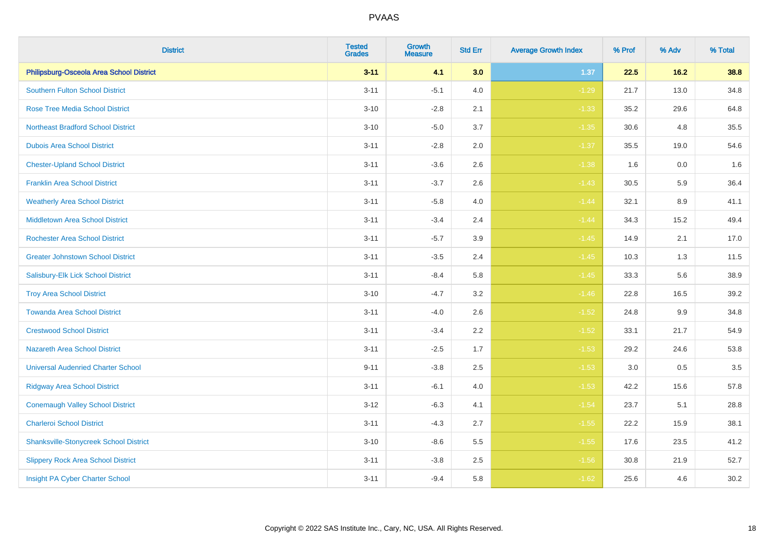PVAAS

| District | Tested Grades | Growth Measure | Std Err | Average Growth Index | % Prof | % Adv | % Total |
|---|---|---|---|---|---|---|---|
| **Philipsburg-Osceola Area School District** | **3-11** | **4.1** | **3.0** | **1.37** | **22.5** | **16.2** | **38.8** |
| Southern Fulton School District | 3-11 | -5.1 | 4.0 | -1.29 | 21.7 | 13.0 | 34.8 |
| Rose Tree Media School District | 3-10 | -2.8 | 2.1 | -1.33 | 35.2 | 29.6 | 64.8 |
| Northeast Bradford School District | 3-10 | -5.0 | 3.7 | -1.35 | 30.6 | 4.8 | 35.5 |
| Dubois Area School District | 3-11 | -2.8 | 2.0 | -1.37 | 35.5 | 19.0 | 54.6 |
| Chester-Upland School District | 3-11 | -3.6 | 2.6 | -1.38 | 1.6 | 0.0 | 1.6 |
| Franklin Area School District | 3-11 | -3.7 | 2.6 | -1.43 | 30.5 | 5.9 | 36.4 |
| Weatherly Area School District | 3-11 | -5.8 | 4.0 | -1.44 | 32.1 | 8.9 | 41.1 |
| Middletown Area School District | 3-11 | -3.4 | 2.4 | -1.44 | 34.3 | 15.2 | 49.4 |
| Rochester Area School District | 3-11 | -5.7 | 3.9 | -1.45 | 14.9 | 2.1 | 17.0 |
| Greater Johnstown School District | 3-11 | -3.5 | 2.4 | -1.45 | 10.3 | 1.3 | 11.5 |
| Salisbury-Elk Lick School District | 3-11 | -8.4 | 5.8 | -1.45 | 33.3 | 5.6 | 38.9 |
| Troy Area School District | 3-10 | -4.7 | 3.2 | -1.46 | 22.8 | 16.5 | 39.2 |
| Towanda Area School District | 3-11 | -4.0 | 2.6 | -1.52 | 24.8 | 9.9 | 34.8 |
| Crestwood School District | 3-11 | -3.4 | 2.2 | -1.52 | 33.1 | 21.7 | 54.9 |
| Nazareth Area School District | 3-11 | -2.5 | 1.7 | -1.53 | 29.2 | 24.6 | 53.8 |
| Universal Audenried Charter School | 9-11 | -3.8 | 2.5 | -1.53 | 3.0 | 0.5 | 3.5 |
| Ridgway Area School District | 3-11 | -6.1 | 4.0 | -1.53 | 42.2 | 15.6 | 57.8 |
| Conemaugh Valley School District | 3-12 | -6.3 | 4.1 | -1.54 | 23.7 | 5.1 | 28.8 |
| Charleroi School District | 3-11 | -4.3 | 2.7 | -1.55 | 22.2 | 15.9 | 38.1 |
| Shanksville-Stonycreek School District | 3-10 | -8.6 | 5.5 | -1.55 | 17.6 | 23.5 | 41.2 |
| Slippery Rock Area School District | 3-11 | -3.8 | 2.5 | -1.56 | 30.8 | 21.9 | 52.7 |
| Insight PA Cyber Charter School | 3-11 | -9.4 | 5.8 | -1.62 | 25.6 | 4.6 | 30.2 |

Copyright © 2022 SAS Institute Inc., Cary, NC, USA. All Rights Reserved.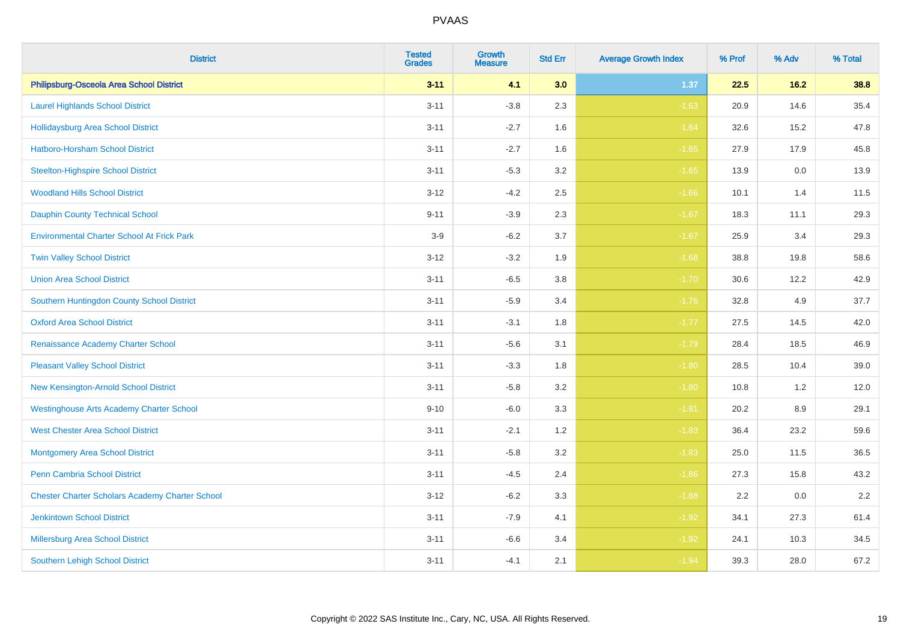PVAAS

| District | Tested Grades | Growth Measure | Std Err | Average Growth Index | % Prof | % Adv | % Total |
|---|---|---|---|---|---|---|---|
| **Philipsburg-Osceola Area School District** | **3-11** | **4.1** | **3.0** | **1.37** | **22.5** | **16.2** | **38.8** |
| Laurel Highlands School District | 3-11 | -3.8 | 2.3 | -1.63 | 20.9 | 14.6 | 35.4 |
| Hollidaysburg Area School District | 3-11 | -2.7 | 1.6 | -1.64 | 32.6 | 15.2 | 47.8 |
| Hatboro-Horsham School District | 3-11 | -2.7 | 1.6 | -1.65 | 27.9 | 17.9 | 45.8 |
| Steelton-Highspire School District | 3-11 | -5.3 | 3.2 | -1.65 | 13.9 | 0.0 | 13.9 |
| Woodland Hills School District | 3-12 | -4.2 | 2.5 | -1.66 | 10.1 | 1.4 | 11.5 |
| Dauphin County Technical School | 9-11 | -3.9 | 2.3 | -1.67 | 18.3 | 11.1 | 29.3 |
| Environmental Charter School At Frick Park | 3-9 | -6.2 | 3.7 | -1.67 | 25.9 | 3.4 | 29.3 |
| Twin Valley School District | 3-12 | -3.2 | 1.9 | -1.68 | 38.8 | 19.8 | 58.6 |
| Union Area School District | 3-11 | -6.5 | 3.8 | -1.70 | 30.6 | 12.2 | 42.9 |
| Southern Huntingdon County School District | 3-11 | -5.9 | 3.4 | -1.76 | 32.8 | 4.9 | 37.7 |
| Oxford Area School District | 3-11 | -3.1 | 1.8 | -1.77 | 27.5 | 14.5 | 42.0 |
| Renaissance Academy Charter School | 3-11 | -5.6 | 3.1 | -1.79 | 28.4 | 18.5 | 46.9 |
| Pleasant Valley School District | 3-11 | -3.3 | 1.8 | -1.80 | 28.5 | 10.4 | 39.0 |
| New Kensington-Arnold School District | 3-11 | -5.8 | 3.2 | -1.80 | 10.8 | 1.2 | 12.0 |
| Westinghouse Arts Academy Charter School | 9-10 | -6.0 | 3.3 | -1.81 | 20.2 | 8.9 | 29.1 |
| West Chester Area School District | 3-11 | -2.1 | 1.2 | -1.83 | 36.4 | 23.2 | 59.6 |
| Montgomery Area School District | 3-11 | -5.8 | 3.2 | -1.83 | 25.0 | 11.5 | 36.5 |
| Penn Cambria School District | 3-11 | -4.5 | 2.4 | -1.86 | 27.3 | 15.8 | 43.2 |
| Chester Charter Scholars Academy Charter School | 3-12 | -6.2 | 3.3 | -1.88 | 2.2 | 0.0 | 2.2 |
| Jenkintown School District | 3-11 | -7.9 | 4.1 | -1.92 | 34.1 | 27.3 | 61.4 |
| Millersburg Area School District | 3-11 | -6.6 | 3.4 | -1.92 | 24.1 | 10.3 | 34.5 |
| Southern Lehigh School District | 3-11 | -4.1 | 2.1 | -1.94 | 39.3 | 28.0 | 67.2 |

Copyright © 2022 SAS Institute Inc., Cary, NC, USA. All Rights Reserved.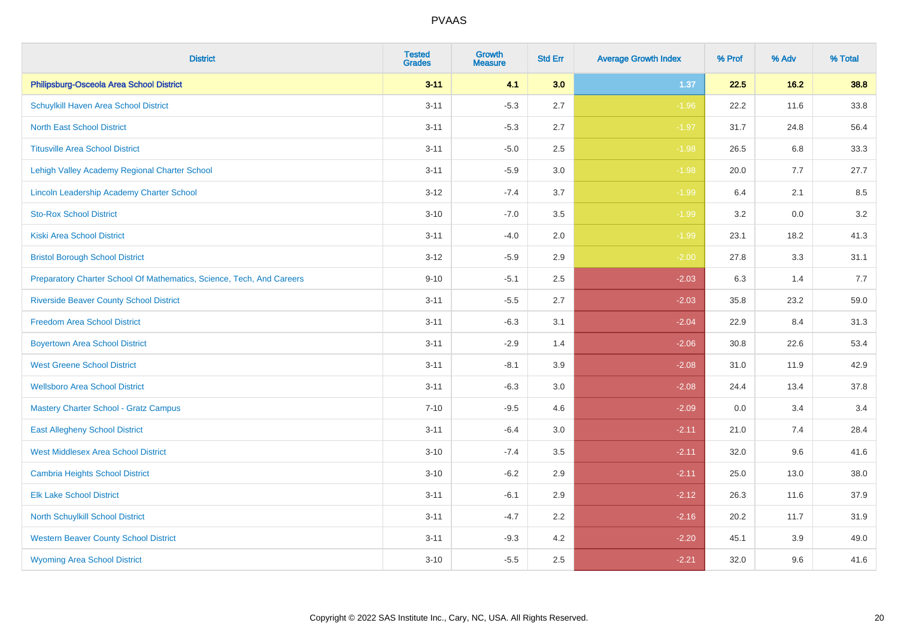PVAAS

| District | Tested Grades | Growth Measure | Std Err | Average Growth Index | % Prof | % Adv | % Total |
|---|---|---|---|---|---|---|---|
| **Philipsburg-Osceola Area School District** | **3-11** | **4.1** | **3.0** | **1.37** | **22.5** | **16.2** | **38.8** |
| Schuylkill Haven Area School District | 3-11 | -5.3 | 2.7 | -1.96 | 22.2 | 11.6 | 33.8 |
| North East School District | 3-11 | -5.3 | 2.7 | -1.97 | 31.7 | 24.8 | 56.4 |
| Titusville Area School District | 3-11 | -5.0 | 2.5 | -1.98 | 26.5 | 6.8 | 33.3 |
| Lehigh Valley Academy Regional Charter School | 3-11 | -5.9 | 3.0 | -1.98 | 20.0 | 7.7 | 27.7 |
| Lincoln Leadership Academy Charter School | 3-12 | -7.4 | 3.7 | -1.99 | 6.4 | 2.1 | 8.5 |
| Sto-Rox School District | 3-10 | -7.0 | 3.5 | -1.99 | 3.2 | 0.0 | 3.2 |
| Kiski Area School District | 3-11 | -4.0 | 2.0 | -1.99 | 23.1 | 18.2 | 41.3 |
| Bristol Borough School District | 3-12 | -5.9 | 2.9 | -2.00 | 27.8 | 3.3 | 31.1 |
| Preparatory Charter School Of Mathematics, Science, Tech, And Careers | 9-10 | -5.1 | 2.5 | -2.03 | 6.3 | 1.4 | 7.7 |
| Riverside Beaver County School District | 3-11 | -5.5 | 2.7 | -2.03 | 35.8 | 23.2 | 59.0 |
| Freedom Area School District | 3-11 | -6.3 | 3.1 | -2.04 | 22.9 | 8.4 | 31.3 |
| Boyertown Area School District | 3-11 | -2.9 | 1.4 | -2.06 | 30.8 | 22.6 | 53.4 |
| West Greene School District | 3-11 | -8.1 | 3.9 | -2.08 | 31.0 | 11.9 | 42.9 |
| Wellsboro Area School District | 3-11 | -6.3 | 3.0 | -2.08 | 24.4 | 13.4 | 37.8 |
| Mastery Charter School - Gratz Campus | 7-10 | -9.5 | 4.6 | -2.09 | 0.0 | 3.4 | 3.4 |
| East Allegheny School District | 3-11 | -6.4 | 3.0 | -2.11 | 21.0 | 7.4 | 28.4 |
| West Middlesex Area School District | 3-10 | -7.4 | 3.5 | -2.11 | 32.0 | 9.6 | 41.6 |
| Cambria Heights School District | 3-10 | -6.2 | 2.9 | -2.11 | 25.0 | 13.0 | 38.0 |
| Elk Lake School District | 3-11 | -6.1 | 2.9 | -2.12 | 26.3 | 11.6 | 37.9 |
| North Schuylkill School District | 3-11 | -4.7 | 2.2 | -2.16 | 20.2 | 11.7 | 31.9 |
| Western Beaver County School District | 3-11 | -9.3 | 4.2 | -2.20 | 45.1 | 3.9 | 49.0 |
| Wyoming Area School District | 3-10 | -5.5 | 2.5 | -2.21 | 32.0 | 9.6 | 41.6 |

Copyright © 2022 SAS Institute Inc., Cary, NC, USA. All Rights Reserved.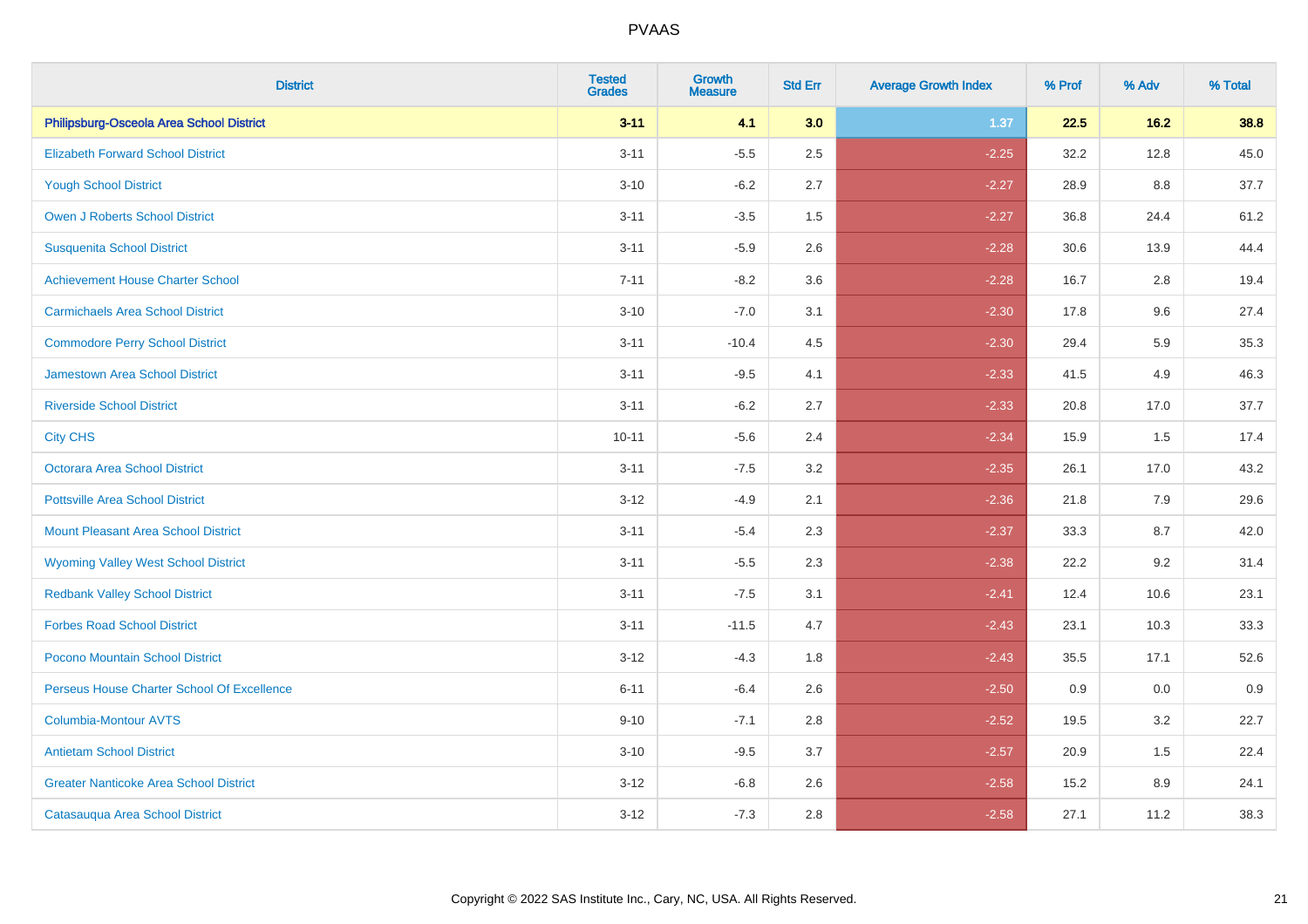PVAAS

| District | Tested Grades | Growth Measure | Std Err | Average Growth Index | % Prof | % Adv | % Total |
|---|---|---|---|---|---|---|---|
| **Philipsburg-Osceola Area School District** | **3-11** | **4.1** | **3.0** | **1.37** | **22.5** | **16.2** | **38.8** |
| Elizabeth Forward School District | 3-11 | -5.5 | 2.5 | -2.25 | 32.2 | 12.8 | 45.0 |
| Yough School District | 3-10 | -6.2 | 2.7 | -2.27 | 28.9 | 8.8 | 37.7 |
| Owen J Roberts School District | 3-11 | -3.5 | 1.5 | -2.27 | 36.8 | 24.4 | 61.2 |
| Susquenita School District | 3-11 | -5.9 | 2.6 | -2.28 | 30.6 | 13.9 | 44.4 |
| Achievement House Charter School | 7-11 | -8.2 | 3.6 | -2.28 | 16.7 | 2.8 | 19.4 |
| Carmichaels Area School District | 3-10 | -7.0 | 3.1 | -2.30 | 17.8 | 9.6 | 27.4 |
| Commodore Perry School District | 3-11 | -10.4 | 4.5 | -2.30 | 29.4 | 5.9 | 35.3 |
| Jamestown Area School District | 3-11 | -9.5 | 4.1 | -2.33 | 41.5 | 4.9 | 46.3 |
| Riverside School District | 3-11 | -6.2 | 2.7 | -2.33 | 20.8 | 17.0 | 37.7 |
| City CHS | 10-11 | -5.6 | 2.4 | -2.34 | 15.9 | 1.5 | 17.4 |
| Octorara Area School District | 3-11 | -7.5 | 3.2 | -2.35 | 26.1 | 17.0 | 43.2 |
| Pottsville Area School District | 3-12 | -4.9 | 2.1 | -2.36 | 21.8 | 7.9 | 29.6 |
| Mount Pleasant Area School District | 3-11 | -5.4 | 2.3 | -2.37 | 33.3 | 8.7 | 42.0 |
| Wyoming Valley West School District | 3-11 | -5.5 | 2.3 | -2.38 | 22.2 | 9.2 | 31.4 |
| Redbank Valley School District | 3-11 | -7.5 | 3.1 | -2.41 | 12.4 | 10.6 | 23.1 |
| Forbes Road School District | 3-11 | -11.5 | 4.7 | -2.43 | 23.1 | 10.3 | 33.3 |
| Pocono Mountain School District | 3-12 | -4.3 | 1.8 | -2.43 | 35.5 | 17.1 | 52.6 |
| Perseus House Charter School Of Excellence | 6-11 | -6.4 | 2.6 | -2.50 | 0.9 | 0.0 | 0.9 |
| Columbia-Montour AVTS | 9-10 | -7.1 | 2.8 | -2.52 | 19.5 | 3.2 | 22.7 |
| Antietam School District | 3-10 | -9.5 | 3.7 | -2.57 | 20.9 | 1.5 | 22.4 |
| Greater Nanticoke Area School District | 3-12 | -6.8 | 2.6 | -2.58 | 15.2 | 8.9 | 24.1 |
| Catasauqua Area School District | 3-12 | -7.3 | 2.8 | -2.58 | 27.1 | 11.2 | 38.3 |

Copyright © 2022 SAS Institute Inc., Cary, NC, USA. All Rights Reserved.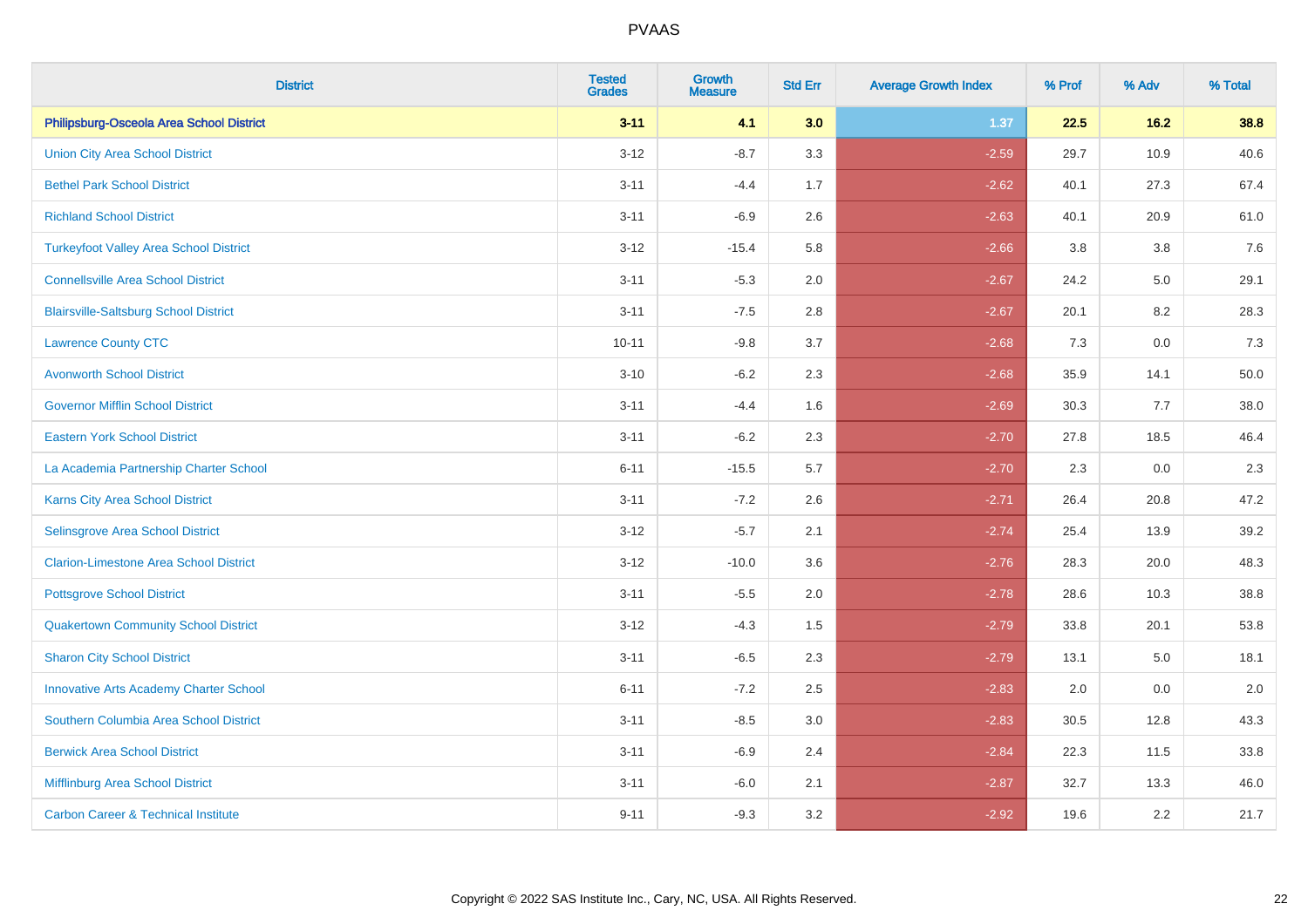# PVAAS

| District | Tested Grades | Growth Measure | Std Err | Average Growth Index | % Prof | % Adv | % Total |
|---|---|---|---|---|---|---|---|
| **Philipsburg-Osceola Area School District** | **3-11** | **4.1** | **3.0** | **1.37** | **22.5** | **16.2** | **38.8** |
| Union City Area School District | 3-12 | -8.7 | 3.3 | -2.59 | 29.7 | 10.9 | 40.6 |
| Bethel Park School District | 3-11 | -4.4 | 1.7 | -2.62 | 40.1 | 27.3 | 67.4 |
| Richland School District | 3-11 | -6.9 | 2.6 | -2.63 | 40.1 | 20.9 | 61.0 |
| Turkeyfoot Valley Area School District | 3-12 | -15.4 | 5.8 | -2.66 | 3.8 | 3.8 | 7.6 |
| Connellsville Area School District | 3-11 | -5.3 | 2.0 | -2.67 | 24.2 | 5.0 | 29.1 |
| Blairsville-Saltsburg School District | 3-11 | -7.5 | 2.8 | -2.67 | 20.1 | 8.2 | 28.3 |
| Lawrence County CTC | 10-11 | -9.8 | 3.7 | -2.68 | 7.3 | 0.0 | 7.3 |
| Avonworth School District | 3-10 | -6.2 | 2.3 | -2.68 | 35.9 | 14.1 | 50.0 |
| Governor Mifflin School District | 3-11 | -4.4 | 1.6 | -2.69 | 30.3 | 7.7 | 38.0 |
| Eastern York School District | 3-11 | -6.2 | 2.3 | -2.70 | 27.8 | 18.5 | 46.4 |
| La Academia Partnership Charter School | 6-11 | -15.5 | 5.7 | -2.70 | 2.3 | 0.0 | 2.3 |
| Karns City Area School District | 3-11 | -7.2 | 2.6 | -2.71 | 26.4 | 20.8 | 47.2 |
| Selinsgrove Area School District | 3-12 | -5.7 | 2.1 | -2.74 | 25.4 | 13.9 | 39.2 |
| Clarion-Limestone Area School District | 3-12 | -10.0 | 3.6 | -2.76 | 28.3 | 20.0 | 48.3 |
| Pottsgrove School District | 3-11 | -5.5 | 2.0 | -2.78 | 28.6 | 10.3 | 38.8 |
| Quakertown Community School District | 3-12 | -4.3 | 1.5 | -2.79 | 33.8 | 20.1 | 53.8 |
| Sharon City School District | 3-11 | -6.5 | 2.3 | -2.79 | 13.1 | 5.0 | 18.1 |
| Innovative Arts Academy Charter School | 6-11 | -7.2 | 2.5 | -2.83 | 2.0 | 0.0 | 2.0 |
| Southern Columbia Area School District | 3-11 | -8.5 | 3.0 | -2.83 | 30.5 | 12.8 | 43.3 |
| Berwick Area School District | 3-11 | -6.9 | 2.4 | -2.84 | 22.3 | 11.5 | 33.8 |
| Mifflinburg Area School District | 3-11 | -6.0 | 2.1 | -2.87 | 32.7 | 13.3 | 46.0 |
| Carbon Career & Technical Institute | 9-11 | -9.3 | 3.2 | -2.92 | 19.6 | 2.2 | 21.7 |

Copyright © 2022 SAS Institute Inc., Cary, NC, USA. All Rights Reserved.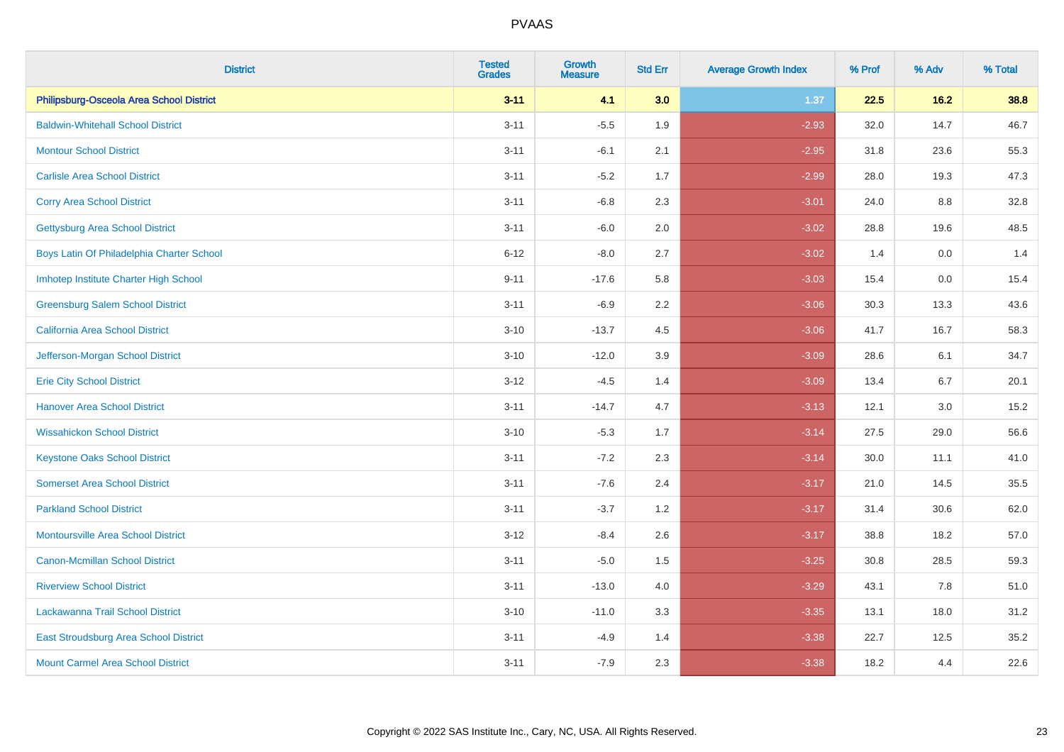# PVAAS

| District | Tested Grades | Growth Measure | Std Err | Average Growth Index | % Prof | % Adv | % Total |
|---|---|---|---|---|---|---|---|
| **Philipsburg-Osceola Area School District** | **3-11** | **4.1** | **3.0** | **1.37** | **22.5** | **16.2** | **38.8** |
| Baldwin-Whitehall School District | 3-11 | -5.5 | 1.9 | -2.93 | 32.0 | 14.7 | 46.7 |
| Montour School District | 3-11 | -6.1 | 2.1 | -2.95 | 31.8 | 23.6 | 55.3 |
| Carlisle Area School District | 3-11 | -5.2 | 1.7 | -2.99 | 28.0 | 19.3 | 47.3 |
| Corry Area School District | 3-11 | -6.8 | 2.3 | -3.01 | 24.0 | 8.8 | 32.8 |
| Gettysburg Area School District | 3-11 | -6.0 | 2.0 | -3.02 | 28.8 | 19.6 | 48.5 |
| Boys Latin Of Philadelphia Charter School | 6-12 | -8.0 | 2.7 | -3.02 | 1.4 | 0.0 | 1.4 |
| Imhotep Institute Charter High School | 9-11 | -17.6 | 5.8 | -3.03 | 15.4 | 0.0 | 15.4 |
| Greensburg Salem School District | 3-11 | -6.9 | 2.2 | -3.06 | 30.3 | 13.3 | 43.6 |
| California Area School District | 3-10 | -13.7 | 4.5 | -3.06 | 41.7 | 16.7 | 58.3 |
| Jefferson-Morgan School District | 3-10 | -12.0 | 3.9 | -3.09 | 28.6 | 6.1 | 34.7 |
| Erie City School District | 3-12 | -4.5 | 1.4 | -3.09 | 13.4 | 6.7 | 20.1 |
| Hanover Area School District | 3-11 | -14.7 | 4.7 | -3.13 | 12.1 | 3.0 | 15.2 |
| Wissahickon School District | 3-10 | -5.3 | 1.7 | -3.14 | 27.5 | 29.0 | 56.6 |
| Keystone Oaks School District | 3-11 | -7.2 | 2.3 | -3.14 | 30.0 | 11.1 | 41.0 |
| Somerset Area School District | 3-11 | -7.6 | 2.4 | -3.17 | 21.0 | 14.5 | 35.5 |
| Parkland School District | 3-11 | -3.7 | 1.2 | -3.17 | 31.4 | 30.6 | 62.0 |
| Montoursville Area School District | 3-12 | -8.4 | 2.6 | -3.17 | 38.8 | 18.2 | 57.0 |
| Canon-Mcmillan School District | 3-11 | -5.0 | 1.5 | -3.25 | 30.8 | 28.5 | 59.3 |
| Riverview School District | 3-11 | -13.0 | 4.0 | -3.29 | 43.1 | 7.8 | 51.0 |
| Lackawanna Trail School District | 3-10 | -11.0 | 3.3 | -3.35 | 13.1 | 18.0 | 31.2 |
| East Stroudsburg Area School District | 3-11 | -4.9 | 1.4 | -3.38 | 22.7 | 12.5 | 35.2 |
| Mount Carmel Area School District | 3-11 | -7.9 | 2.3 | -3.38 | 18.2 | 4.4 | 22.6 |

Copyright © 2022 SAS Institute Inc., Cary, NC, USA. All Rights Reserved.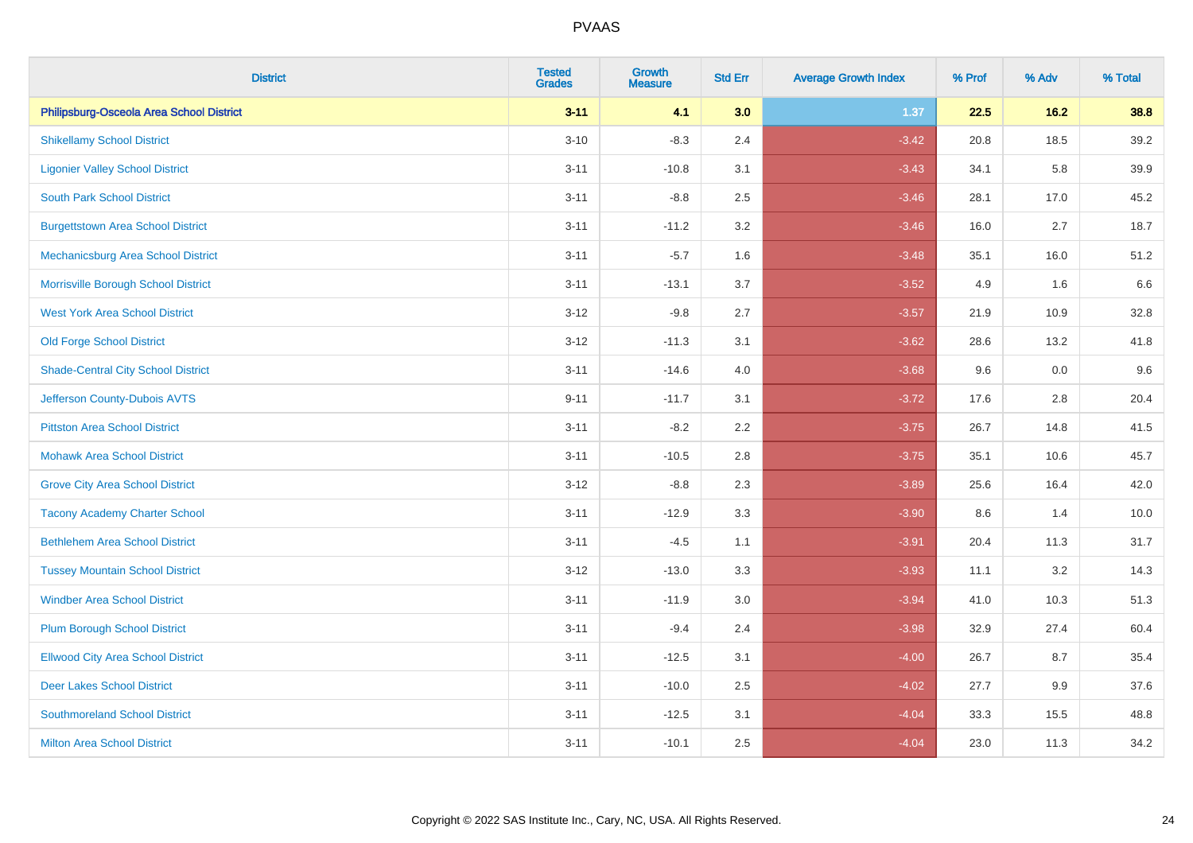# PVAAS

| District | Tested Grades | Growth Measure | Std Err | Average Growth Index | % Prof | % Adv | % Total |
|---|---|---|---|---|---|---|---|
| **Philipsburg-Osceola Area School District** | **3-11** | **4.1** | **3.0** | **1.37** | **22.5** | **16.2** | **38.8** |
| Shikellamy School District | 3-10 | -8.3 | 2.4 | -3.42 | 20.8 | 18.5 | 39.2 |
| Ligonier Valley School District | 3-11 | -10.8 | 3.1 | -3.43 | 34.1 | 5.8 | 39.9 |
| South Park School District | 3-11 | -8.8 | 2.5 | -3.46 | 28.1 | 17.0 | 45.2 |
| Burgettstown Area School District | 3-11 | -11.2 | 3.2 | -3.46 | 16.0 | 2.7 | 18.7 |
| Mechanicsburg Area School District | 3-11 | -5.7 | 1.6 | -3.48 | 35.1 | 16.0 | 51.2 |
| Morrisville Borough School District | 3-11 | -13.1 | 3.7 | -3.52 | 4.9 | 1.6 | 6.6 |
| West York Area School District | 3-12 | -9.8 | 2.7 | -3.57 | 21.9 | 10.9 | 32.8 |
| Old Forge School District | 3-12 | -11.3 | 3.1 | -3.62 | 28.6 | 13.2 | 41.8 |
| Shade-Central City School District | 3-11 | -14.6 | 4.0 | -3.68 | 9.6 | 0.0 | 9.6 |
| Jefferson County-Dubois AVTS | 9-11 | -11.7 | 3.1 | -3.72 | 17.6 | 2.8 | 20.4 |
| Pittston Area School District | 3-11 | -8.2 | 2.2 | -3.75 | 26.7 | 14.8 | 41.5 |
| Mohawk Area School District | 3-11 | -10.5 | 2.8 | -3.75 | 35.1 | 10.6 | 45.7 |
| Grove City Area School District | 3-12 | -8.8 | 2.3 | -3.89 | 25.6 | 16.4 | 42.0 |
| Tacony Academy Charter School | 3-11 | -12.9 | 3.3 | -3.90 | 8.6 | 1.4 | 10.0 |
| Bethlehem Area School District | 3-11 | -4.5 | 1.1 | -3.91 | 20.4 | 11.3 | 31.7 |
| Tussey Mountain School District | 3-12 | -13.0 | 3.3 | -3.93 | 11.1 | 3.2 | 14.3 |
| Windber Area School District | 3-11 | -11.9 | 3.0 | -3.94 | 41.0 | 10.3 | 51.3 |
| Plum Borough School District | 3-11 | -9.4 | 2.4 | -3.98 | 32.9 | 27.4 | 60.4 |
| Ellwood City Area School District | 3-11 | -12.5 | 3.1 | -4.00 | 26.7 | 8.7 | 35.4 |
| Deer Lakes School District | 3-11 | -10.0 | 2.5 | -4.02 | 27.7 | 9.9 | 37.6 |
| Southmoreland School District | 3-11 | -12.5 | 3.1 | -4.04 | 33.3 | 15.5 | 48.8 |
| Milton Area School District | 3-11 | -10.1 | 2.5 | -4.04 | 23.0 | 11.3 | 34.2 |

Copyright © 2022 SAS Institute Inc., Cary, NC, USA. All Rights Reserved.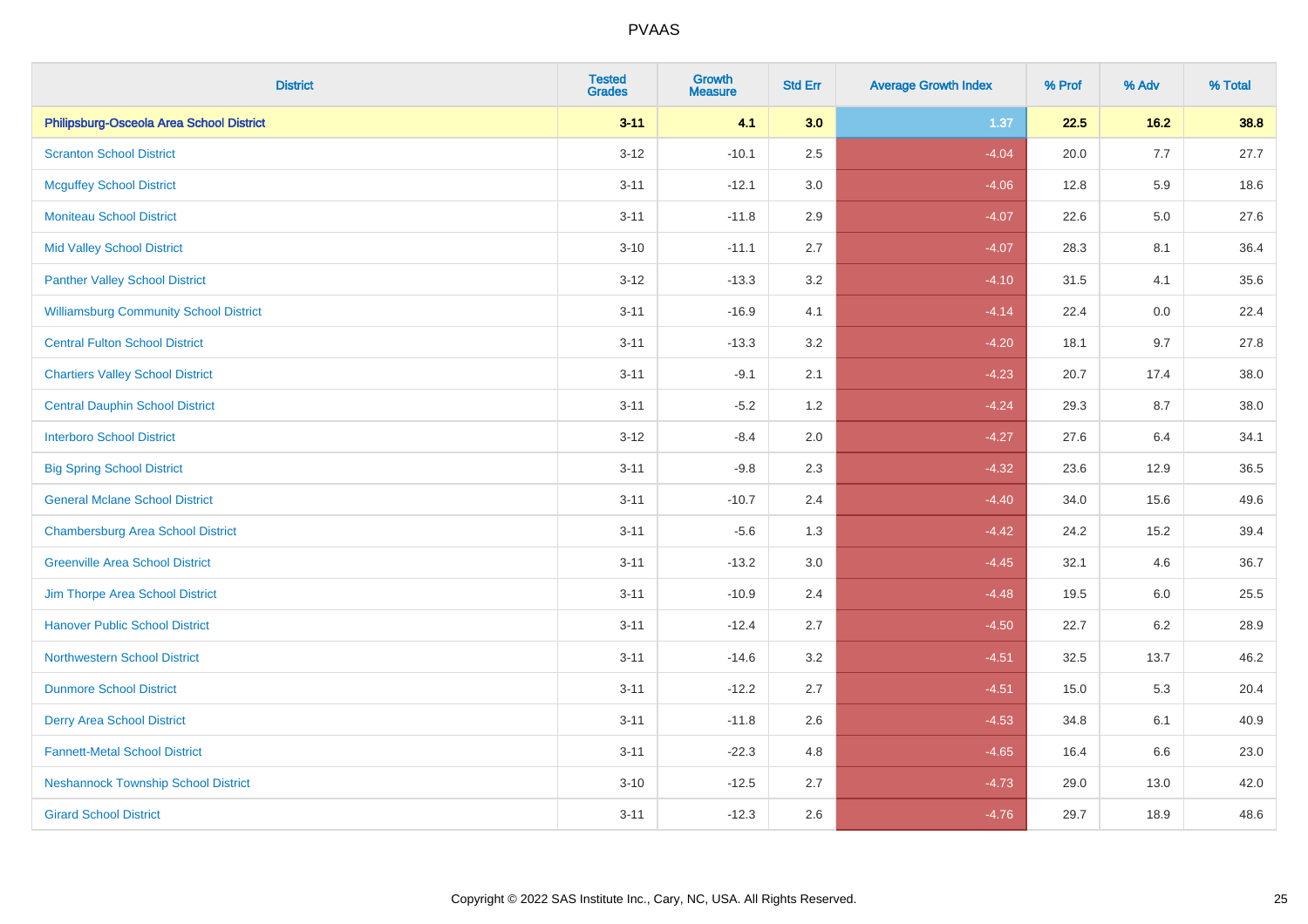| District | Tested Grades | Growth Measure | Std Err | Average Growth Index | % Prof | % Adv | % Total |
|---|---|---|---|---|---|---|---|
| **Philipsburg-Osceola Area School District** | **3-11** | **4.1** | **3.0** | **1.37** | **22.5** | **16.2** | **38.8** |
| Scranton School District | 3-12 | -10.1 | 2.5 | -4.04 | 20.0 | 7.7 | 27.7 |
| Mcguffey School District | 3-11 | -12.1 | 3.0 | -4.06 | 12.8 | 5.9 | 18.6 |
| Moniteau School District | 3-11 | -11.8 | 2.9 | -4.07 | 22.6 | 5.0 | 27.6 |
| Mid Valley School District | 3-10 | -11.1 | 2.7 | -4.07 | 28.3 | 8.1 | 36.4 |
| Panther Valley School District | 3-12 | -13.3 | 3.2 | -4.10 | 31.5 | 4.1 | 35.6 |
| Williamsburg Community School District | 3-11 | -16.9 | 4.1 | -4.14 | 22.4 | 0.0 | 22.4 |
| Central Fulton School District | 3-11 | -13.3 | 3.2 | -4.20 | 18.1 | 9.7 | 27.8 |
| Chartiers Valley School District | 3-11 | -9.1 | 2.1 | -4.23 | 20.7 | 17.4 | 38.0 |
| Central Dauphin School District | 3-11 | -5.2 | 1.2 | -4.24 | 29.3 | 8.7 | 38.0 |
| Interboro School District | 3-12 | -8.4 | 2.0 | -4.27 | 27.6 | 6.4 | 34.1 |
| Big Spring School District | 3-11 | -9.8 | 2.3 | -4.32 | 23.6 | 12.9 | 36.5 |
| General Mclane School District | 3-11 | -10.7 | 2.4 | -4.40 | 34.0 | 15.6 | 49.6 |
| Chambersburg Area School District | 3-11 | -5.6 | 1.3 | -4.42 | 24.2 | 15.2 | 39.4 |
| Greenville Area School District | 3-11 | -13.2 | 3.0 | -4.45 | 32.1 | 4.6 | 36.7 |
| Jim Thorpe Area School District | 3-11 | -10.9 | 2.4 | -4.48 | 19.5 | 6.0 | 25.5 |
| Hanover Public School District | 3-11 | -12.4 | 2.7 | -4.50 | 22.7 | 6.2 | 28.9 |
| Northwestern School District | 3-11 | -14.6 | 3.2 | -4.51 | 32.5 | 13.7 | 46.2 |
| Dunmore School District | 3-11 | -12.2 | 2.7 | -4.51 | 15.0 | 5.3 | 20.4 |
| Derry Area School District | 3-11 | -11.8 | 2.6 | -4.53 | 34.8 | 6.1 | 40.9 |
| Fannett-Metal School District | 3-11 | -22.3 | 4.8 | -4.65 | 16.4 | 6.6 | 23.0 |
| Neshannock Township School District | 3-10 | -12.5 | 2.7 | -4.73 | 29.0 | 13.0 | 42.0 |
| Girard School District | 3-11 | -12.3 | 2.6 | -4.76 | 29.7 | 18.9 | 48.6 |

Copyright © 2022 SAS Institute Inc., Cary, NC, USA. All Rights Reserved.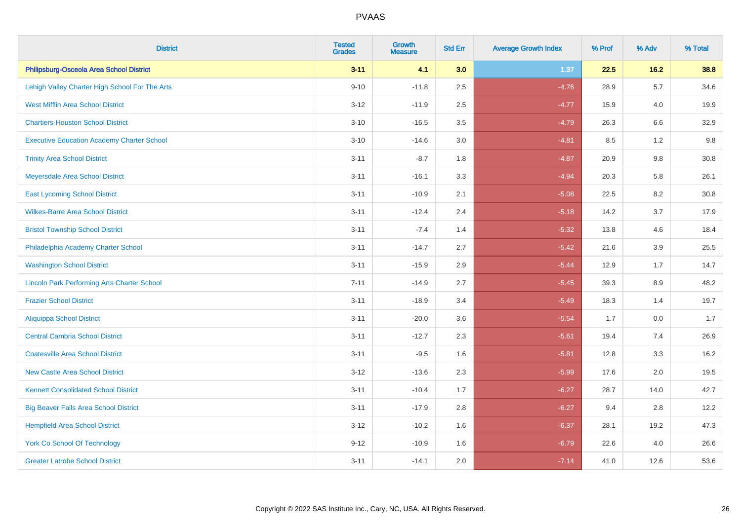# PVAAS

| District | Tested Grades | Growth Measure | Std Err | Average Growth Index | % Prof | % Adv | % Total |
|---|---|---|---|---|---|---|---|
| **Philipsburg-Osceola Area School District** | **3-11** | **4.1** | **3.0** | **1.37** | **22.5** | **16.2** | **38.8** |
| Lehigh Valley Charter High School For The Arts | 9-10 | -11.8 | 2.5 | -4.76 | 28.9 | 5.7 | 34.6 |
| West Mifflin Area School District | 3-12 | -11.9 | 2.5 | -4.77 | 15.9 | 4.0 | 19.9 |
| Chartiers-Houston School District | 3-10 | -16.5 | 3.5 | -4.79 | 26.3 | 6.6 | 32.9 |
| Executive Education Academy Charter School | 3-10 | -14.6 | 3.0 | -4.81 | 8.5 | 1.2 | 9.8 |
| Trinity Area School District | 3-11 | -8.7 | 1.8 | -4.87 | 20.9 | 9.8 | 30.8 |
| Meyersdale Area School District | 3-11 | -16.1 | 3.3 | -4.94 | 20.3 | 5.8 | 26.1 |
| East Lycoming School District | 3-11 | -10.9 | 2.1 | -5.08 | 22.5 | 8.2 | 30.8 |
| Wilkes-Barre Area School District | 3-11 | -12.4 | 2.4 | -5.18 | 14.2 | 3.7 | 17.9 |
| Bristol Township School District | 3-11 | -7.4 | 1.4 | -5.32 | 13.8 | 4.6 | 18.4 |
| Philadelphia Academy Charter School | 3-11 | -14.7 | 2.7 | -5.42 | 21.6 | 3.9 | 25.5 |
| Washington School District | 3-11 | -15.9 | 2.9 | -5.44 | 12.9 | 1.7 | 14.7 |
| Lincoln Park Performing Arts Charter School | 7-11 | -14.9 | 2.7 | -5.45 | 39.3 | 8.9 | 48.2 |
| Frazier School District | 3-11 | -18.9 | 3.4 | -5.49 | 18.3 | 1.4 | 19.7 |
| Aliquippa School District | 3-11 | -20.0 | 3.6 | -5.54 | 1.7 | 0.0 | 1.7 |
| Central Cambria School District | 3-11 | -12.7 | 2.3 | -5.61 | 19.4 | 7.4 | 26.9 |
| Coatesville Area School District | 3-11 | -9.5 | 1.6 | -5.81 | 12.8 | 3.3 | 16.2 |
| New Castle Area School District | 3-12 | -13.6 | 2.3 | -5.99 | 17.6 | 2.0 | 19.5 |
| Kennett Consolidated School District | 3-11 | -10.4 | 1.7 | -6.27 | 28.7 | 14.0 | 42.7 |
| Big Beaver Falls Area School District | 3-11 | -17.9 | 2.8 | -6.27 | 9.4 | 2.8 | 12.2 |
| Hempfield Area School District | 3-12 | -10.2 | 1.6 | -6.37 | 28.1 | 19.2 | 47.3 |
| York Co School Of Technology | 9-12 | -10.9 | 1.6 | -6.79 | 22.6 | 4.0 | 26.6 |
| Greater Latrobe School District | 3-11 | -14.1 | 2.0 | -7.14 | 41.0 | 12.6 | 53.6 |

Copyright © 2022 SAS Institute Inc., Cary, NC, USA. All Rights Reserved.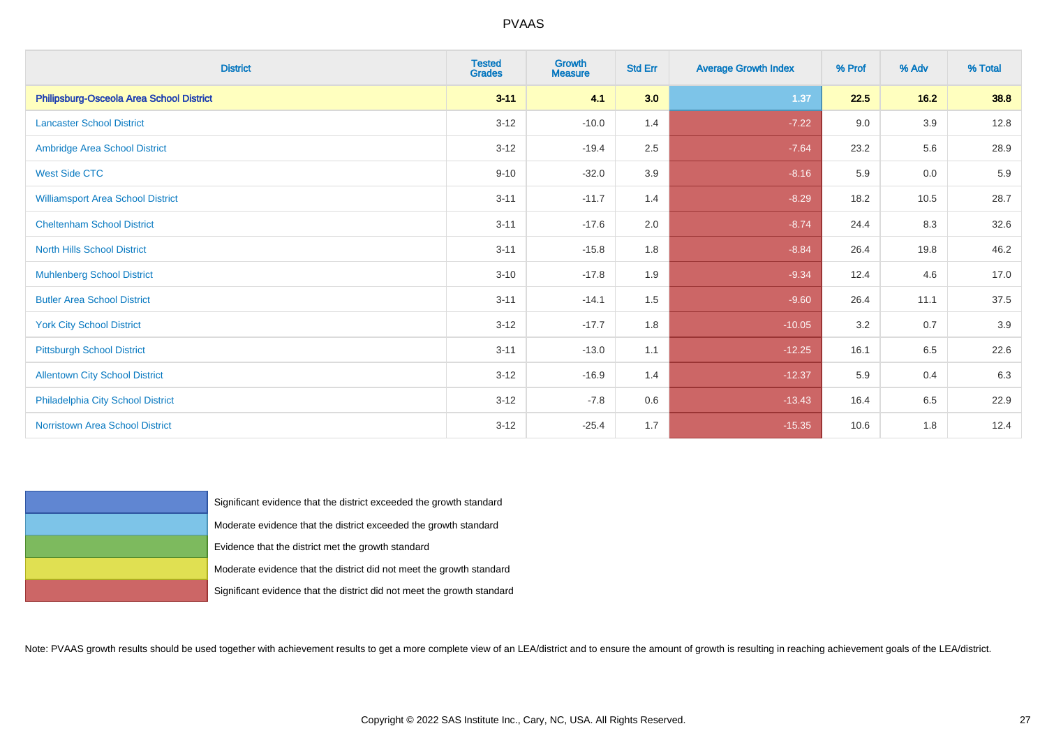PVAAS

| District | Tested Grades | Growth Measure | Std Err | Average Growth Index | % Prof | % Adv | % Total |
|---|---|---|---|---|---|---|---|
| **Philipsburg-Osceola Area School District** | **3-11** | **4.1** | **3.0** | **1.37** | **22.5** | **16.2** | **38.8** |
| Lancaster School District | 3-12 | -10.0 | 1.4 | -7.22 | 9.0 | 3.9 | 12.8 |
| Ambridge Area School District | 3-12 | -19.4 | 2.5 | -7.64 | 23.2 | 5.6 | 28.9 |
| West Side CTC | 9-10 | -32.0 | 3.9 | -8.16 | 5.9 | 0.0 | 5.9 |
| Williamsport Area School District | 3-11 | -11.7 | 1.4 | -8.29 | 18.2 | 10.5 | 28.7 |
| Cheltenham School District | 3-11 | -17.6 | 2.0 | -8.74 | 24.4 | 8.3 | 32.6 |
| North Hills School District | 3-11 | -15.8 | 1.8 | -8.84 | 26.4 | 19.8 | 46.2 |
| Muhlenberg School District | 3-10 | -17.8 | 1.9 | -9.34 | 12.4 | 4.6 | 17.0 |
| Butler Area School District | 3-11 | -14.1 | 1.5 | -9.60 | 26.4 | 11.1 | 37.5 |
| York City School District | 3-12 | -17.7 | 1.8 | -10.05 | 3.2 | 0.7 | 3.9 |
| Pittsburgh School District | 3-11 | -13.0 | 1.1 | -12.25 | 16.1 | 6.5 | 22.6 |
| Allentown City School District | 3-12 | -16.9 | 1.4 | -12.37 | 5.9 | 0.4 | 6.3 |
| Philadelphia City School District | 3-12 | -7.8 | 0.6 | -13.43 | 16.4 | 6.5 | 22.9 |
| Norristown Area School District | 3-12 | -25.4 | 1.7 | -15.35 | 10.6 | 1.8 | 12.4 |

Significant evidence that the district exceeded the growth standard

Moderate evidence that the district exceeded the growth standard

Evidence that the district met the growth standard

Moderate evidence that the district did not meet the growth standard

Significant evidence that the district did not meet the growth standard

Note: PVAAS growth results should be used together with achievement results to get a more complete view of an LEA/district and to ensure the amount of growth is resulting in reaching achievement goals of the LEA/district.

Copyright © 2022 SAS Institute Inc., Cary, NC, USA. All Rights Reserved.